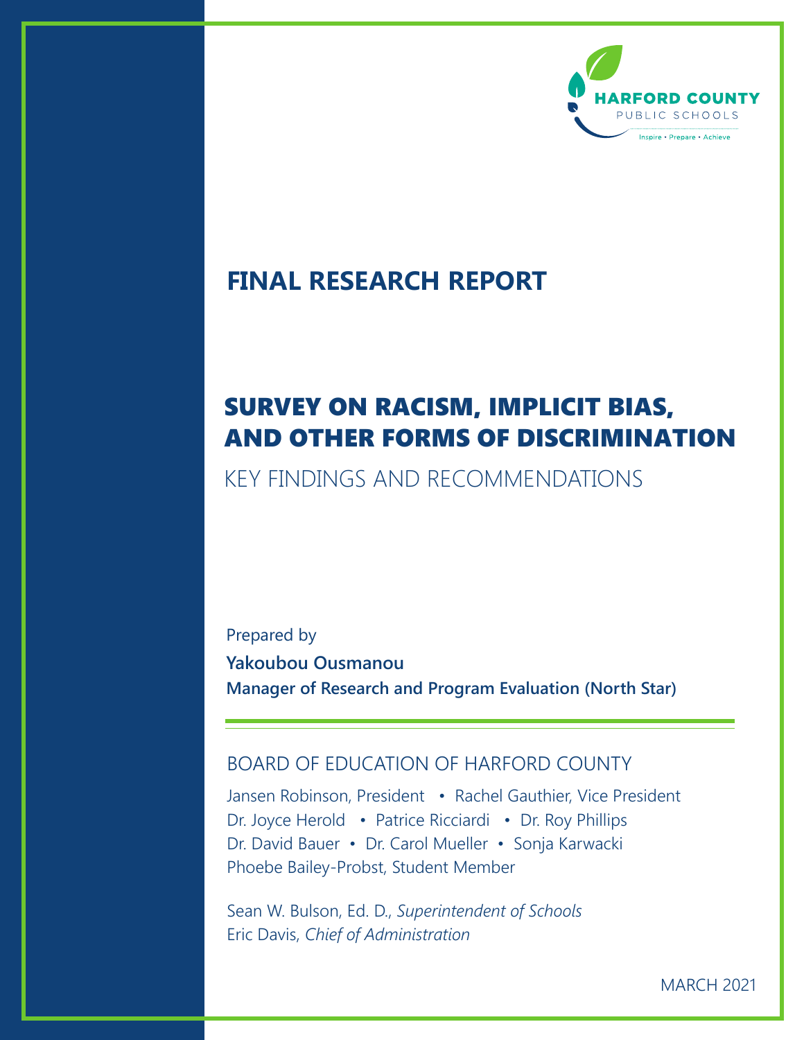HARFORD COUNTY
PUBLIC SCHOOLS
Inspire • Prepare • Achieve

# FINAL RESEARCH REPORT

# SURVEY ON RACISM, IMPLICIT BIAS, AND OTHER FORMS OF DISCRIMINATION

## KEY FINDINGS AND RECOMMENDATIONS

Prepared by

**Yakoubou Ousmanou**

**Manager of Research and Program Evaluation (North Star)**

---

BOARD OF EDUCATION OF HARFORD COUNTY

Jansen Robinson, President • Rachel Gauthier, Vice President
Dr. Joyce Herold • Patrice Ricciardi • Dr. Roy Phillips
Dr. David Bauer • Dr. Carol Mueller • Sonja Karwacki
Phoebe Bailey-Probst, Student Member

Sean W. Bulson, Ed. D., *Superintendent of Schools*
Eric Davis, *Chief of Administration*

MARCH 2021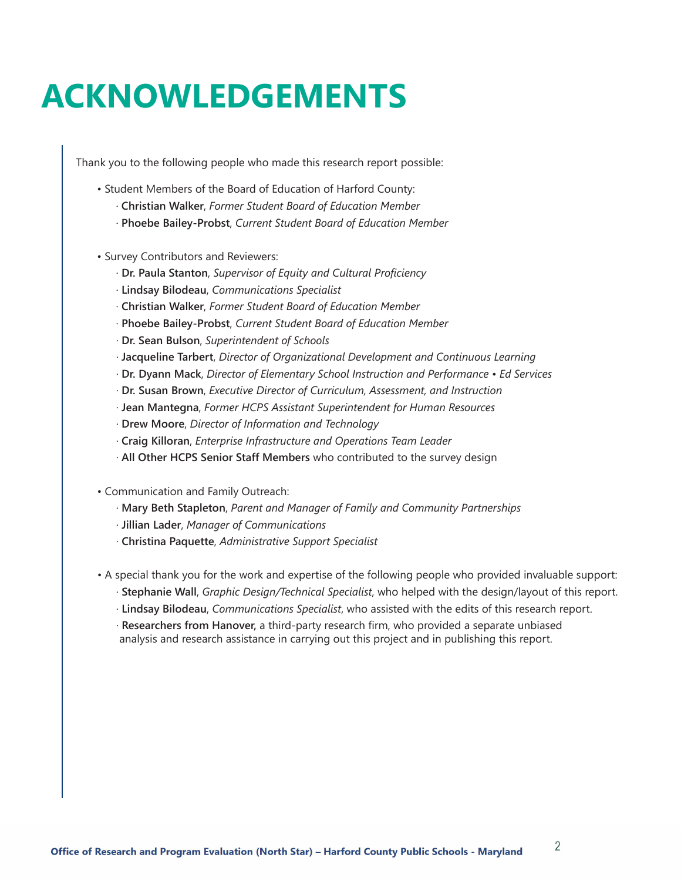# ACKNOWLEDGEMENTS

Thank you to the following people who made this research report possible:

- Student Members of the Board of Education of Harford County:
  - **Christian Walker**, *Former Student Board of Education Member*
  - **Phoebe Bailey-Probst**, *Current Student Board of Education Member*

- Survey Contributors and Reviewers:
  - **Dr. Paula Stanton**, *Supervisor of Equity and Cultural Proficiency*
  - **Lindsay Bilodeau**, *Communications Specialist*
  - **Christian Walker**, *Former Student Board of Education Member*
  - **Phoebe Bailey-Probst**, *Current Student Board of Education Member*
  - **Dr. Sean Bulson**, *Superintendent of Schools*
  - **Jacqueline Tarbert**, *Director of Organizational Development and Continuous Learning*
  - **Dr. Dyann Mack**, *Director of Elementary School Instruction and Performance • Ed Services*
  - **Dr. Susan Brown**, *Executive Director of Curriculum, Assessment, and Instruction*
  - **Jean Mantegna**, *Former HCPS Assistant Superintendent for Human Resources*
  - **Drew Moore**, *Director of Information and Technology*
  - **Craig Killoran**, *Enterprise Infrastructure and Operations Team Leader*
  - **All Other HCPS Senior Staff Members** who contributed to the survey design

- Communication and Family Outreach:
  - **Mary Beth Stapleton**, *Parent and Manager of Family and Community Partnerships*
  - **Jillian Lader**, *Manager of Communications*
  - **Christina Paquette**, *Administrative Support Specialist*

- A special thank you for the work and expertise of the following people who provided invaluable support:
  - **Stephanie Wall**, *Graphic Design/Technical Specialist*, who helped with the design/layout of this report.
  - **Lindsay Bilodeau**, *Communications Specialist*, who assisted with the edits of this research report.
  - **Researchers from Hanover,** a third-party research firm, who provided a separate unbiased analysis and research assistance in carrying out this project and in publishing this report.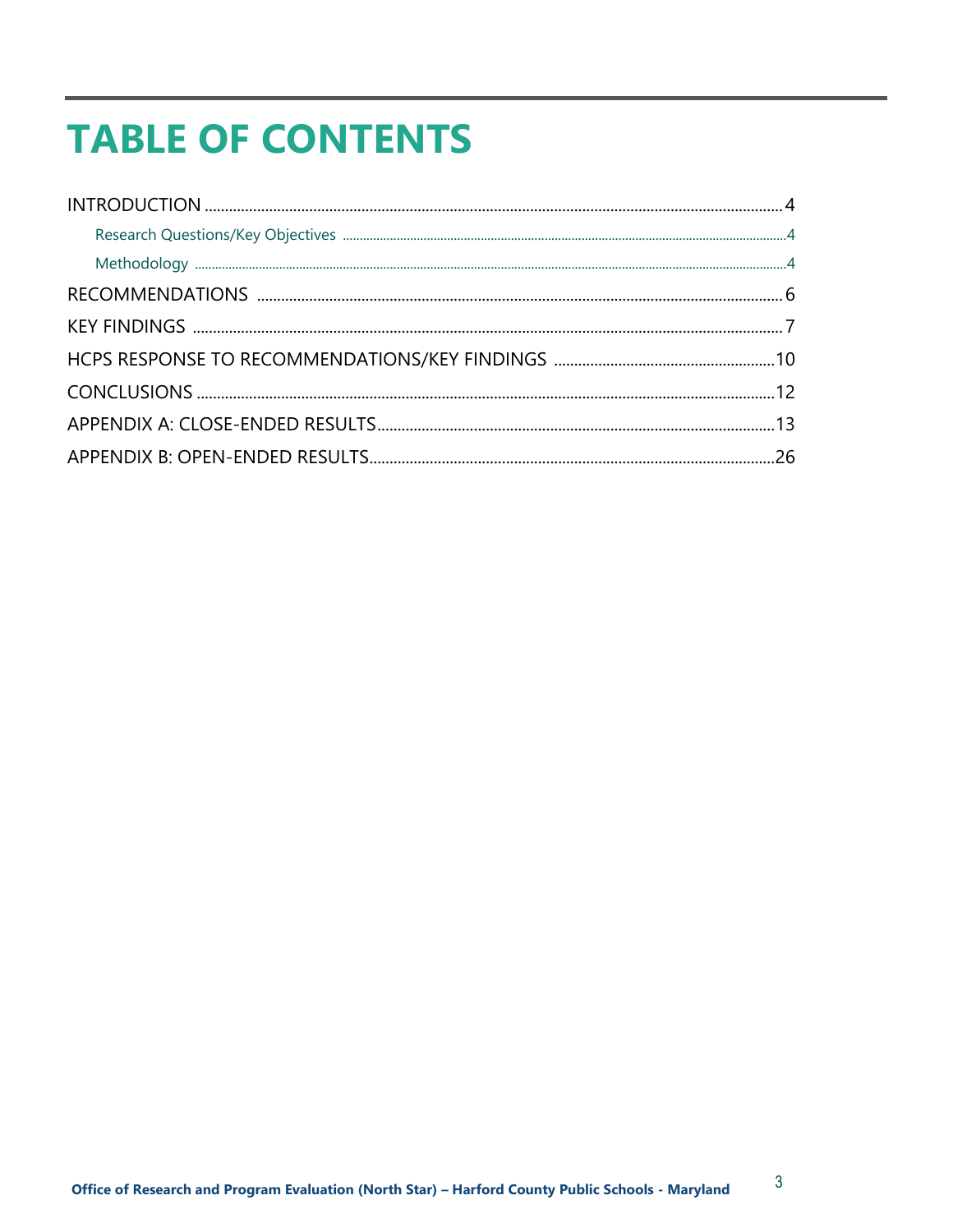# TABLE OF CONTENTS

INTRODUCTION ........................................................ 4

- Research Questions/Key Objectives ........................................................ 4
- Methodology ........................................................ 4

RECOMMENDATIONS ........................................................ 6

KEY FINDINGS ........................................................ 7

HCPS RESPONSE TO RECOMMENDATIONS/KEY FINDINGS ........................................................ 10

CONCLUSIONS ........................................................ 12

APPENDIX A: CLOSE-ENDED RESULTS ........................................................ 13

APPENDIX B: OPEN-ENDED RESULTS ........................................................ 26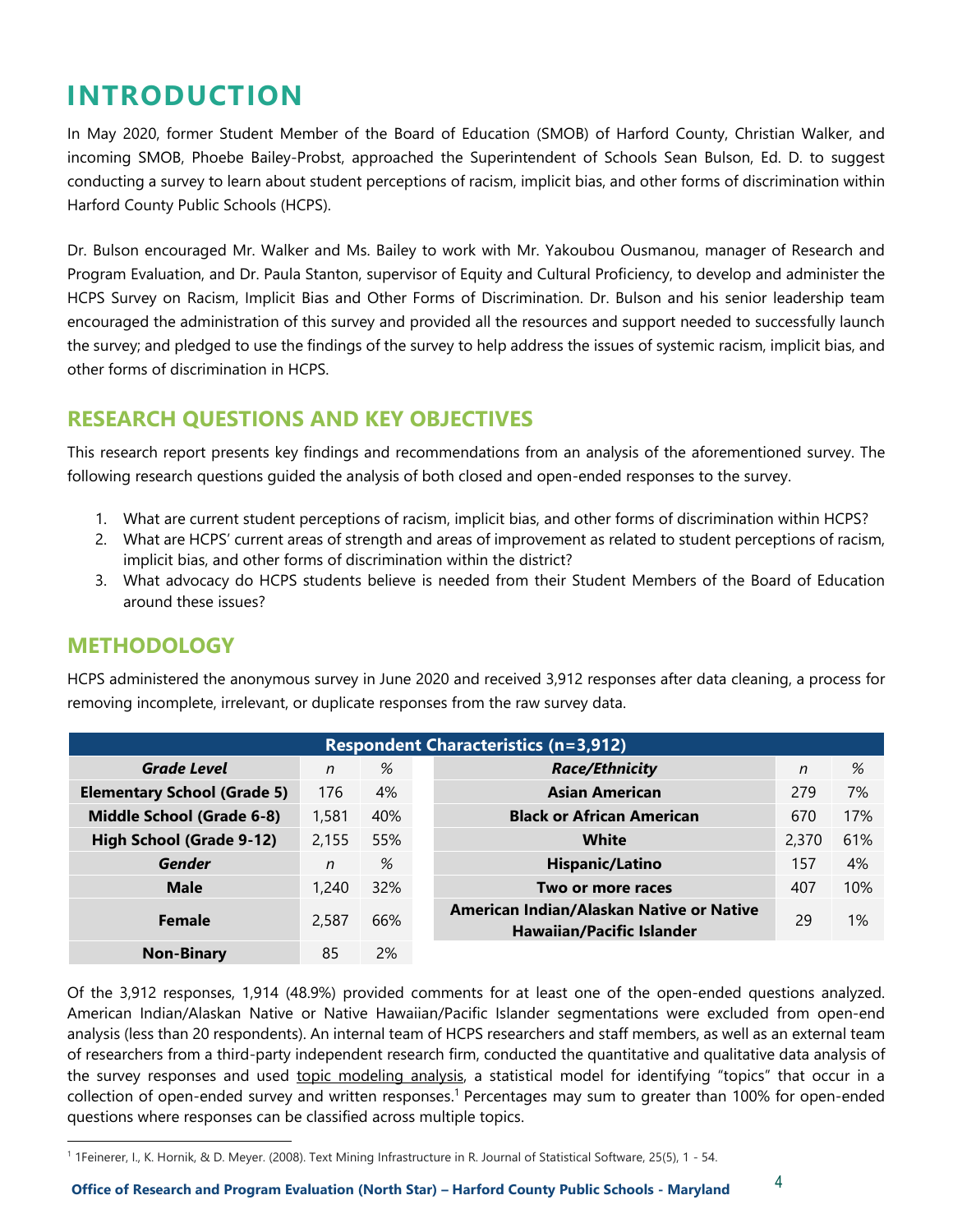# INTRODUCTION

In May 2020, former Student Member of the Board of Education (SMOB) of Harford County, Christian Walker, and incoming SMOB, Phoebe Bailey-Probst, approached the Superintendent of Schools Sean Bulson, Ed. D. to suggest conducting a survey to learn about student perceptions of racism, implicit bias, and other forms of discrimination within Harford County Public Schools (HCPS).

Dr. Bulson encouraged Mr. Walker and Ms. Bailey to work with Mr. Yakoubou Ousmanou, manager of Research and Program Evaluation, and Dr. Paula Stanton, supervisor of Equity and Cultural Proficiency, to develop and administer the HCPS Survey on Racism, Implicit Bias and Other Forms of Discrimination. Dr. Bulson and his senior leadership team encouraged the administration of this survey and provided all the resources and support needed to successfully launch the survey; and pledged to use the findings of the survey to help address the issues of systemic racism, implicit bias, and other forms of discrimination in HCPS.

## RESEARCH QUESTIONS AND KEY OBJECTIVES

This research report presents key findings and recommendations from an analysis of the aforementioned survey. The following research questions guided the analysis of both closed and open-ended responses to the survey.

1. What are current student perceptions of racism, implicit bias, and other forms of discrimination within HCPS?
2. What are HCPS' current areas of strength and areas of improvement as related to student perceptions of racism, implicit bias, and other forms of discrimination within the district?
3. What advocacy do HCPS students believe is needed from their Student Members of the Board of Education around these issues?

## METHODOLOGY

HCPS administered the anonymous survey in June 2020 and received 3,912 responses after data cleaning, a process for removing incomplete, irrelevant, or duplicate responses from the raw survey data.

| Respondent Characteristics (n=3,912) | | | | | |
|---|---|---|---|---|---|
| ***Grade Level*** | *n* | *%* | ***Race/Ethnicity*** | *n* | *%* |
| **Elementary School (Grade 5)** | 176 | 4% | **Asian American** | 279 | 7% |
| **Middle School (Grade 6-8)** | 1,581 | 40% | **Black or African American** | 670 | 17% |
| **High School (Grade 9-12)** | 2,155 | 55% | **White** | 2,370 | 61% |
| ***Gender*** | *n* | *%* | **Hispanic/Latino** | 157 | 4% |
| **Male** | 1,240 | 32% | **Two or more races** | 407 | 10% |
| **Female** | 2,587 | 66% | **American Indian/Alaskan Native or Native Hawaiian/Pacific Islander** | 29 | 1% |
| **Non-Binary** | 85 | 2% | | | |

Of the 3,912 responses, 1,914 (48.9%) provided comments for at least one of the open-ended questions analyzed. American Indian/Alaskan Native or Native Hawaiian/Pacific Islander segmentations were excluded from open-end analysis (less than 20 respondents). An internal team of HCPS researchers and staff members, as well as an external team of researchers from a third-party independent research firm, conducted the quantitative and qualitative data analysis of the survey responses and used topic modeling analysis, a statistical model for identifying "topics" that occur in a collection of open-ended survey and written responses.[1] Percentages may sum to greater than 100% for open-ended questions where responses can be classified across multiple topics.

[1] 1Feinerer, I., K. Hornik, & D. Meyer. (2008). Text Mining Infrastructure in R. Journal of Statistical Software, 25(5), 1 - 54.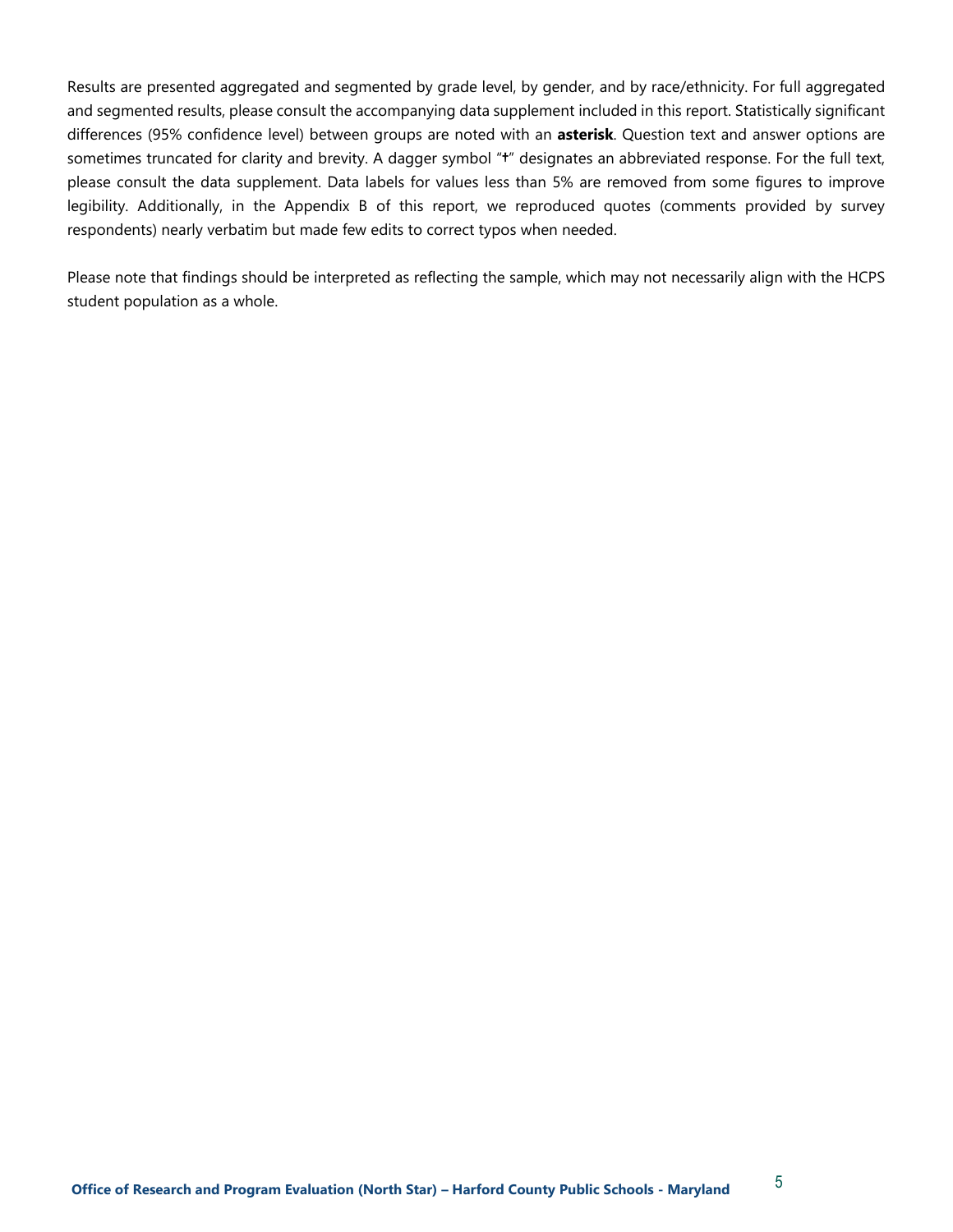Results are presented aggregated and segmented by grade level, by gender, and by race/ethnicity. For full aggregated and segmented results, please consult the accompanying data supplement included in this report. Statistically significant differences (95% confidence level) between groups are noted with an **asterisk**. Question text and answer options are sometimes truncated for clarity and brevity. A dagger symbol "†" designates an abbreviated response. For the full text, please consult the data supplement. Data labels for values less than 5% are removed from some figures to improve legibility. Additionally, in the Appendix B of this report, we reproduced quotes (comments provided by survey respondents) nearly verbatim but made few edits to correct typos when needed.

Please note that findings should be interpreted as reflecting the sample, which may not necessarily align with the HCPS student population as a whole.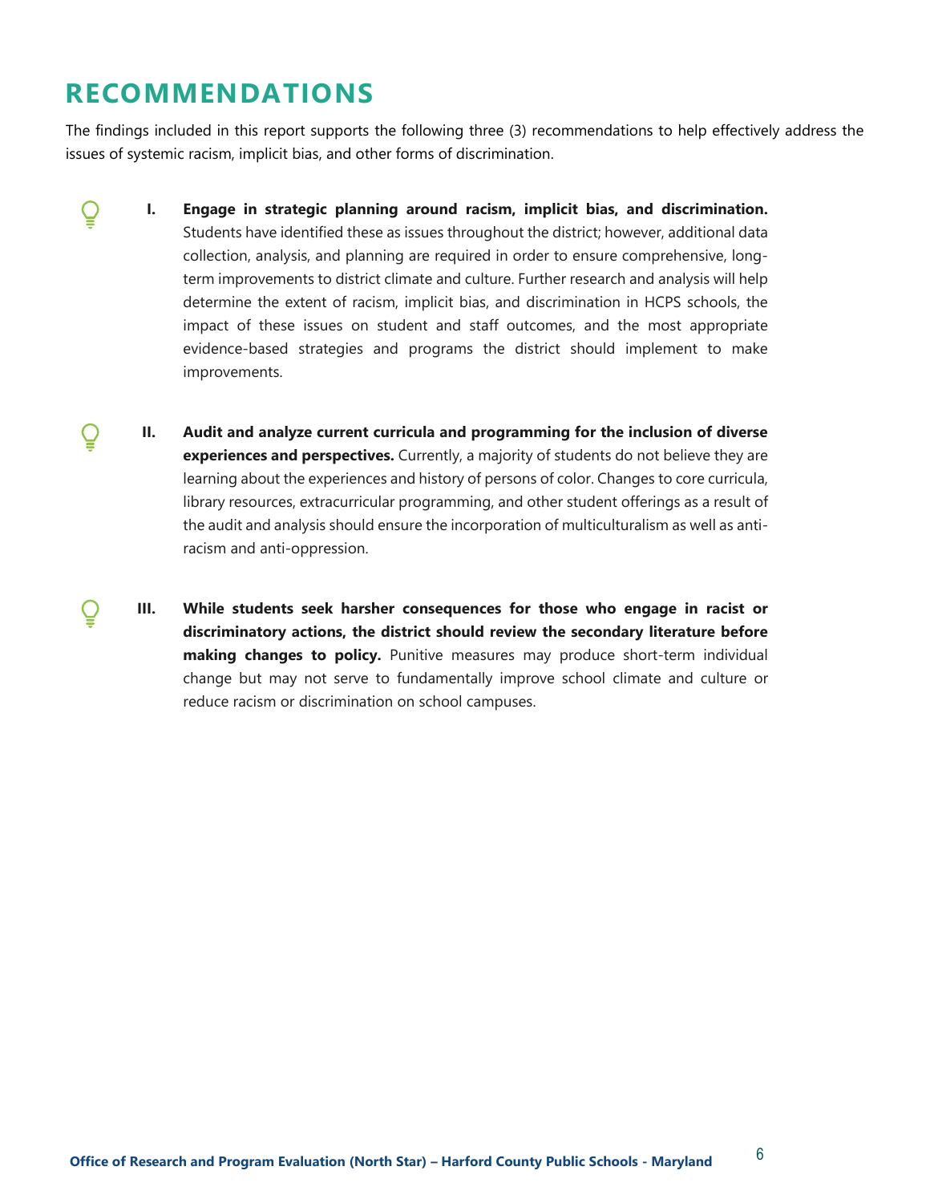# RECOMMENDATIONS

The findings included in this report supports the following three (3) recommendations to help effectively address the issues of systemic racism, implicit bias, and other forms of discrimination.

I. **Engage in strategic planning around racism, implicit bias, and discrimination.** Students have identified these as issues throughout the district; however, additional data collection, analysis, and planning are required in order to ensure comprehensive, long-term improvements to district climate and culture. Further research and analysis will help determine the extent of racism, implicit bias, and discrimination in HCPS schools, the impact of these issues on student and staff outcomes, and the most appropriate evidence-based strategies and programs the district should implement to make improvements.

II. **Audit and analyze current curricula and programming for the inclusion of diverse experiences and perspectives.** Currently, a majority of students do not believe they are learning about the experiences and history of persons of color. Changes to core curricula, library resources, extracurricular programming, and other student offerings as a result of the audit and analysis should ensure the incorporation of multiculturalism as well as anti-racism and anti-oppression.

III. **While students seek harsher consequences for those who engage in racist or discriminatory actions, the district should review the secondary literature before making changes to policy.** Punitive measures may produce short-term individual change but may not serve to fundamentally improve school climate and culture or reduce racism or discrimination on school campuses.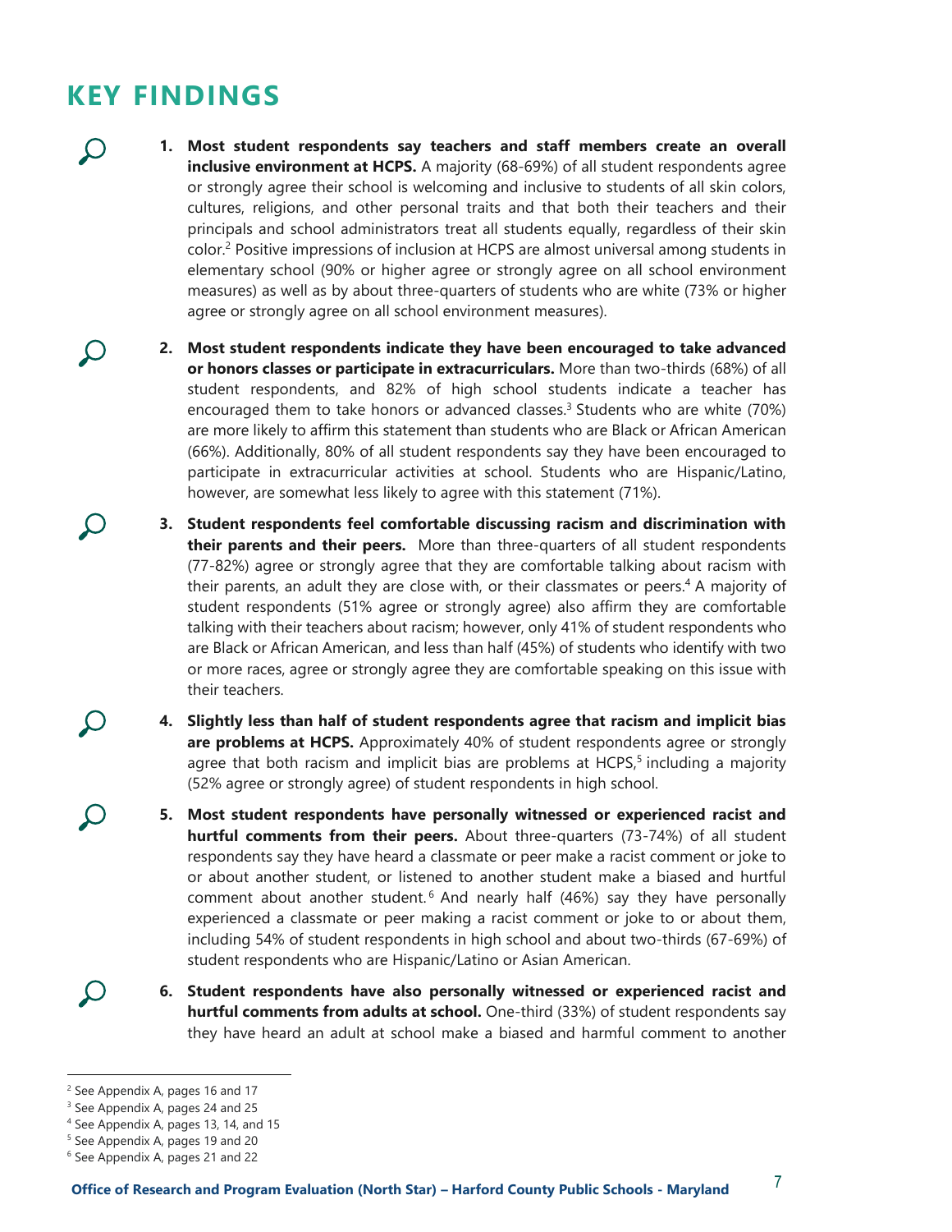## KEY FINDINGS

1. **Most student respondents say teachers and staff members create an overall inclusive environment at HCPS.** A majority (68-69%) of all student respondents agree or strongly agree their school is welcoming and inclusive to students of all skin colors, cultures, religions, and other personal traits and that both their teachers and their principals and school administrators treat all students equally, regardless of their skin color.[2] Positive impressions of inclusion at HCPS are almost universal among students in elementary school (90% or higher agree or strongly agree on all school environment measures) as well as by about three-quarters of students who are white (73% or higher agree or strongly agree on all school environment measures).

2. **Most student respondents indicate they have been encouraged to take advanced or honors classes or participate in extracurriculars.** More than two-thirds (68%) of all student respondents, and 82% of high school students indicate a teacher has encouraged them to take honors or advanced classes.[3] Students who are white (70%) are more likely to affirm this statement than students who are Black or African American (66%). Additionally, 80% of all student respondents say they have been encouraged to participate in extracurricular activities at school. Students who are Hispanic/Latino, however, are somewhat less likely to agree with this statement (71%).

3. **Student respondents feel comfortable discussing racism and discrimination with their parents and their peers.** More than three-quarters of all student respondents (77-82%) agree or strongly agree that they are comfortable talking about racism with their parents, an adult they are close with, or their classmates or peers.[4] A majority of student respondents (51% agree or strongly agree) also affirm they are comfortable talking with their teachers about racism; however, only 41% of student respondents who are Black or African American, and less than half (45%) of students who identify with two or more races, agree or strongly agree they are comfortable speaking on this issue with their teachers.

4. **Slightly less than half of student respondents agree that racism and implicit bias are problems at HCPS.** Approximately 40% of student respondents agree or strongly agree that both racism and implicit bias are problems at HCPS,[5] including a majority (52% agree or strongly agree) of student respondents in high school.

5. **Most student respondents have personally witnessed or experienced racist and hurtful comments from their peers.** About three-quarters (73-74%) of all student respondents say they have heard a classmate or peer make a racist comment or joke to or about another student, or listened to another student make a biased and hurtful comment about another student.[6] And nearly half (46%) say they have personally experienced a classmate or peer making a racist comment or joke to or about them, including 54% of student respondents in high school and about two-thirds (67-69%) of student respondents who are Hispanic/Latino or Asian American.

6. **Student respondents have also personally witnessed or experienced racist and hurtful comments from adults at school.** One-third (33%) of student respondents say they have heard an adult at school make a biased and harmful comment to another

---

[2] See Appendix A, pages 16 and 17
[3] See Appendix A, pages 24 and 25
[4] See Appendix A, pages 13, 14, and 15
[5] See Appendix A, pages 19 and 20
[6] See Appendix A, pages 21 and 22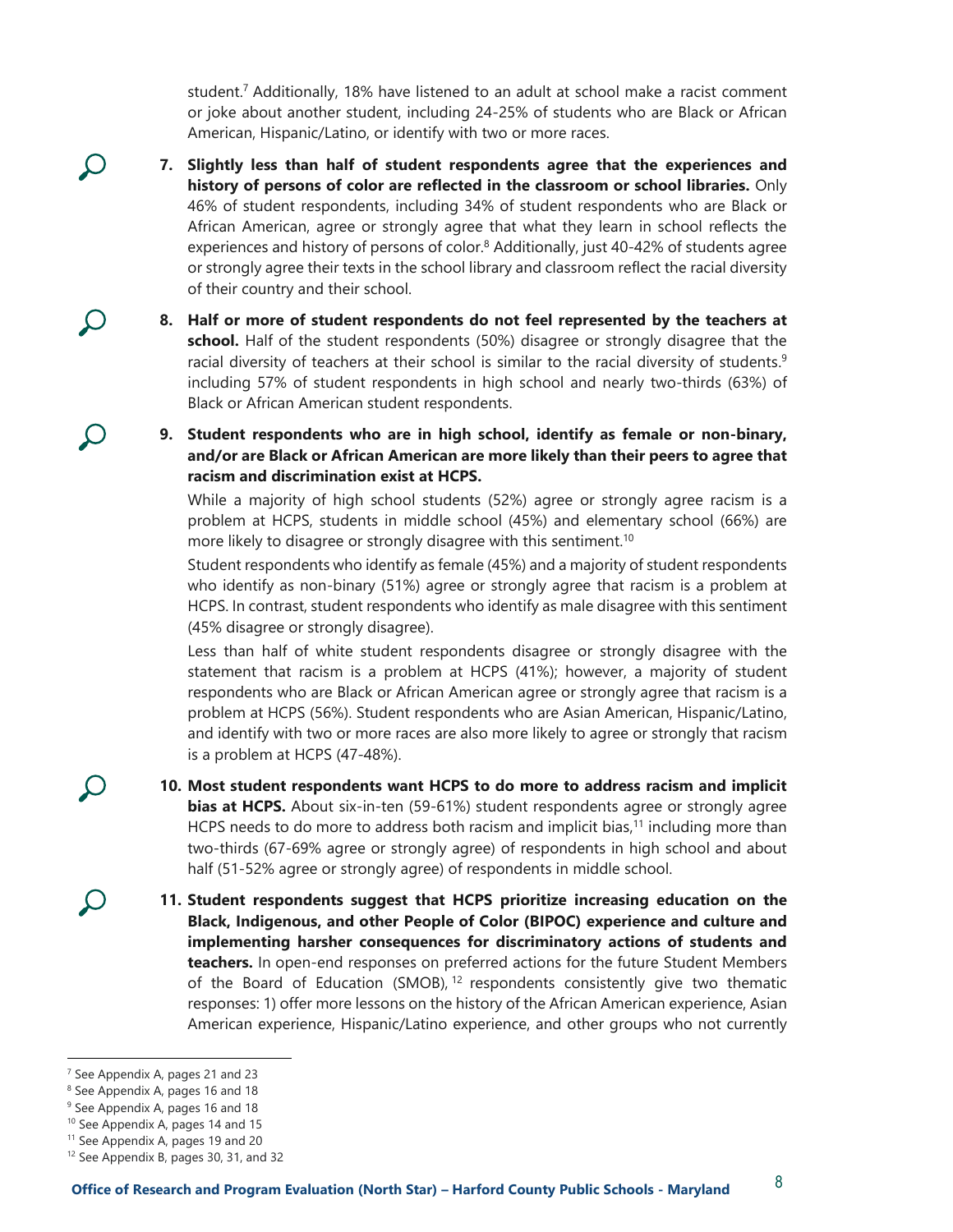student.[7] Additionally, 18% have listened to an adult at school make a racist comment or joke about another student, including 24-25% of students who are Black or African American, Hispanic/Latino, or identify with two or more races.

7. **Slightly less than half of student respondents agree that the experiences and history of persons of color are reflected in the classroom or school libraries.** Only 46% of student respondents, including 34% of student respondents who are Black or African American, agree or strongly agree that what they learn in school reflects the experiences and history of persons of color.[8] Additionally, just 40-42% of students agree or strongly agree their texts in the school library and classroom reflect the racial diversity of their country and their school.

8. **Half or more of student respondents do not feel represented by the teachers at school.** Half of the student respondents (50%) disagree or strongly disagree that the racial diversity of teachers at their school is similar to the racial diversity of students.[9] including 57% of student respondents in high school and nearly two-thirds (63%) of Black or African American student respondents.

9. **Student respondents who are in high school, identify as female or non-binary, and/or are Black or African American are more likely than their peers to agree that racism and discrimination exist at HCPS.**

   While a majority of high school students (52%) agree or strongly agree racism is a problem at HCPS, students in middle school (45%) and elementary school (66%) are more likely to disagree or strongly disagree with this sentiment.[10]

   Student respondents who identify as female (45%) and a majority of student respondents who identify as non-binary (51%) agree or strongly agree that racism is a problem at HCPS. In contrast, student respondents who identify as male disagree with this sentiment (45% disagree or strongly disagree).

   Less than half of white student respondents disagree or strongly disagree with the statement that racism is a problem at HCPS (41%); however, a majority of student respondents who are Black or African American agree or strongly agree that racism is a problem at HCPS (56%). Student respondents who are Asian American, Hispanic/Latino, and identify with two or more races are also more likely to agree or strongly that racism is a problem at HCPS (47-48%).

10. **Most student respondents want HCPS to do more to address racism and implicit bias at HCPS.** About six-in-ten (59-61%) student respondents agree or strongly agree HCPS needs to do more to address both racism and implicit bias,[11] including more than two-thirds (67-69% agree or strongly agree) of respondents in high school and about half (51-52% agree or strongly agree) of respondents in middle school.

11. **Student respondents suggest that HCPS prioritize increasing education on the Black, Indigenous, and other People of Color (BIPOC) experience and culture and implementing harsher consequences for discriminatory actions of students and teachers.** In open-end responses on preferred actions for the future Student Members of the Board of Education (SMOB), [12] respondents consistently give two thematic responses: 1) offer more lessons on the history of the African American experience, Asian American experience, Hispanic/Latino experience, and other groups who not currently

---

[7] See Appendix A, pages 21 and 23

[8] See Appendix A, pages 16 and 18

[9] See Appendix A, pages 16 and 18

[10] See Appendix A, pages 14 and 15

[11] See Appendix A, pages 19 and 20

[12] See Appendix B, pages 30, 31, and 32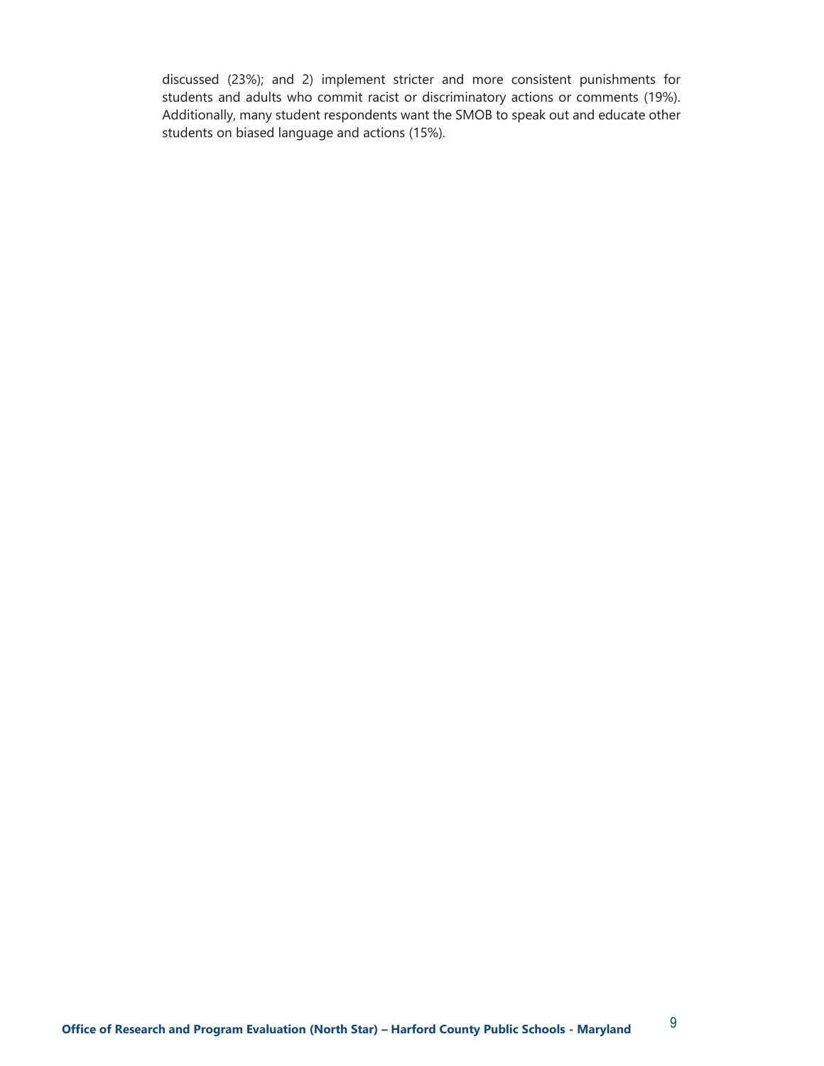discussed (23%); and 2) implement stricter and more consistent punishments for students and adults who commit racist or discriminatory actions or comments (19%). Additionally, many student respondents want the SMOB to speak out and educate other students on biased language and actions (15%).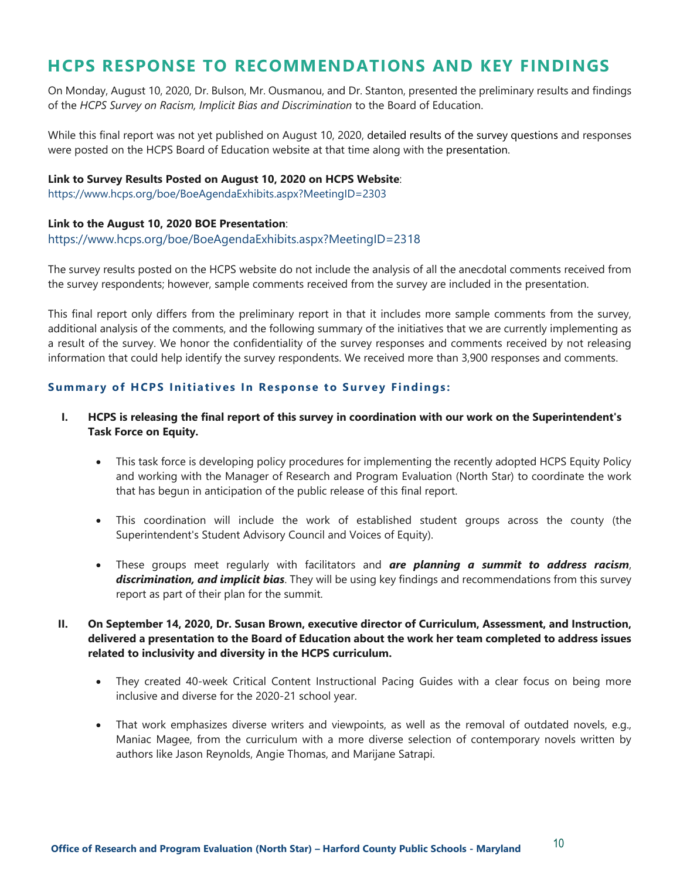# HCPS RESPONSE TO RECOMMENDATIONS AND KEY FINDINGS

On Monday, August 10, 2020, Dr. Bulson, Mr. Ousmanou, and Dr. Stanton, presented the preliminary results and findings of the *HCPS Survey on Racism, Implicit Bias and Discrimination* to the Board of Education.

While this final report was not yet published on August 10, 2020, detailed results of the survey questions and responses were posted on the HCPS Board of Education website at that time along with the presentation.

**Link to Survey Results Posted on August 10, 2020 on HCPS Website**:
https://www.hcps.org/boe/BoeAgendaExhibits.aspx?MeetingID=2303

**Link to the August 10, 2020 BOE Presentation**:
https://www.hcps.org/boe/BoeAgendaExhibits.aspx?MeetingID=2318

The survey results posted on the HCPS website do not include the analysis of all the anecdotal comments received from the survey respondents; however, sample comments received from the survey are included in the presentation.

This final report only differs from the preliminary report in that it includes more sample comments from the survey, additional analysis of the comments, and the following summary of the initiatives that we are currently implementing as a result of the survey. We honor the confidentiality of the survey responses and comments received by not releasing information that could help identify the survey respondents. We received more than 3,900 responses and comments.

### Summary of HCPS Initiatives In Response to Survey Findings:

I. **HCPS is releasing the final report of this survey in coordination with our work on the Superintendent's Task Force on Equity.**

   - This task force is developing policy procedures for implementing the recently adopted HCPS Equity Policy and working with the Manager of Research and Program Evaluation (North Star) to coordinate the work that has begun in anticipation of the public release of this final report.
   - This coordination will include the work of established student groups across the county (the Superintendent's Student Advisory Council and Voices of Equity).
   - These groups meet regularly with facilitators and ***are planning a summit to address racism***, ***discrimination, and implicit bias***. They will be using key findings and recommendations from this survey report as part of their plan for the summit.

II. **On September 14, 2020, Dr. Susan Brown, executive director of Curriculum, Assessment, and Instruction, delivered a presentation to the Board of Education about the work her team completed to address issues related to inclusivity and diversity in the HCPS curriculum.**

   - They created 40-week Critical Content Instructional Pacing Guides with a clear focus on being more inclusive and diverse for the 2020-21 school year.
   - That work emphasizes diverse writers and viewpoints, as well as the removal of outdated novels, e.g., Maniac Magee, from the curriculum with a more diverse selection of contemporary novels written by authors like Jason Reynolds, Angie Thomas, and Marijane Satrapi.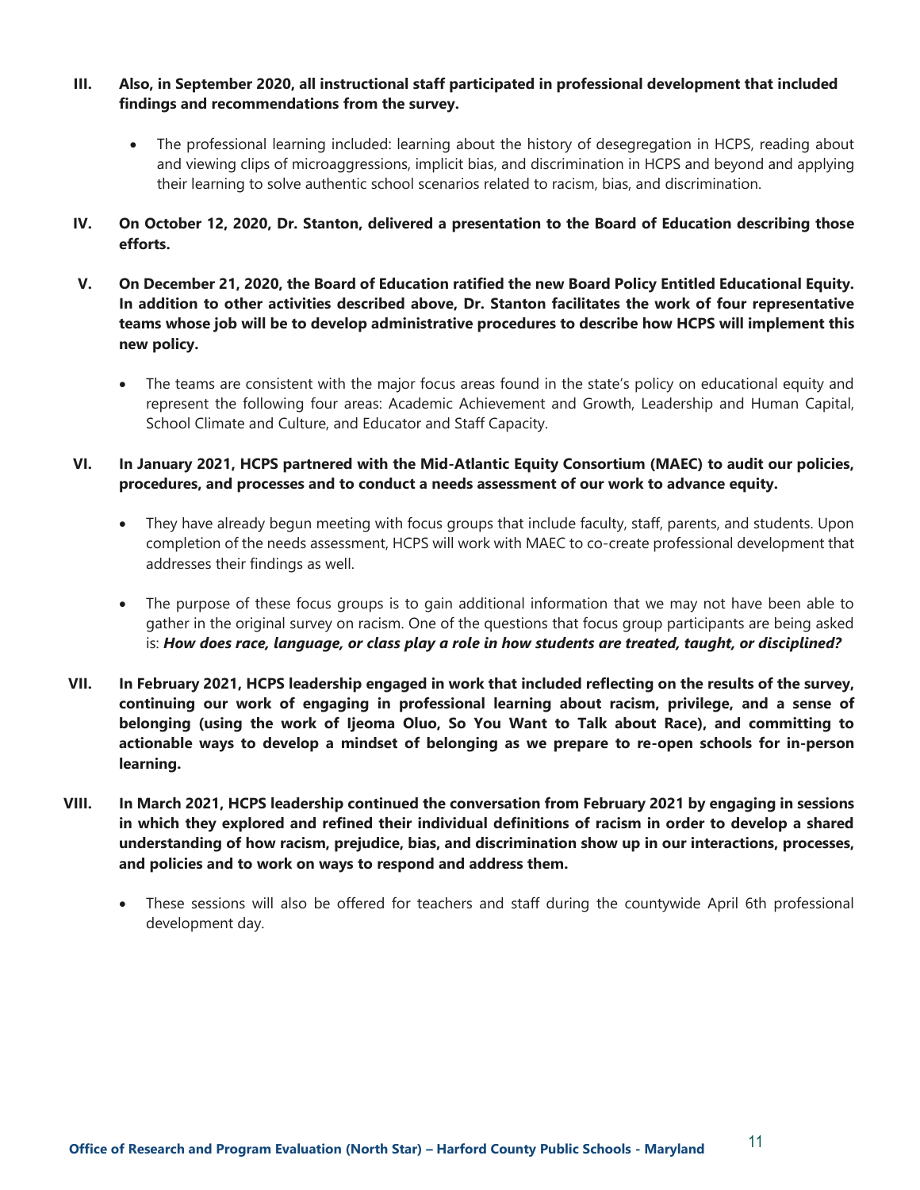III. **Also, in September 2020, all instructional staff participated in professional development that included findings and recommendations from the survey.**

- The professional learning included: learning about the history of desegregation in HCPS, reading about and viewing clips of microaggressions, implicit bias, and discrimination in HCPS and beyond and applying their learning to solve authentic school scenarios related to racism, bias, and discrimination.

IV. **On October 12, 2020, Dr. Stanton, delivered a presentation to the Board of Education describing those efforts.**

V. **On December 21, 2020, the Board of Education ratified the new Board Policy Entitled Educational Equity. In addition to other activities described above, Dr. Stanton facilitates the work of four representative teams whose job will be to develop administrative procedures to describe how HCPS will implement this new policy.**

- The teams are consistent with the major focus areas found in the state's policy on educational equity and represent the following four areas: Academic Achievement and Growth, Leadership and Human Capital, School Climate and Culture, and Educator and Staff Capacity.

VI. **In January 2021, HCPS partnered with the Mid-Atlantic Equity Consortium (MAEC) to audit our policies, procedures, and processes and to conduct a needs assessment of our work to advance equity.**

- They have already begun meeting with focus groups that include faculty, staff, parents, and students. Upon completion of the needs assessment, HCPS will work with MAEC to co-create professional development that addresses their findings as well.

- The purpose of these focus groups is to gain additional information that we may not have been able to gather in the original survey on racism. One of the questions that focus group participants are being asked is: ***How does race, language, or class play a role in how students are treated, taught, or disciplined?***

VII. **In February 2021, HCPS leadership engaged in work that included reflecting on the results of the survey, continuing our work of engaging in professional learning about racism, privilege, and a sense of belonging (using the work of Ijeoma Oluo, So You Want to Talk about Race), and committing to actionable ways to develop a mindset of belonging as we prepare to re-open schools for in-person learning.**

VIII. **In March 2021, HCPS leadership continued the conversation from February 2021 by engaging in sessions in which they explored and refined their individual definitions of racism in order to develop a shared understanding of how racism, prejudice, bias, and discrimination show up in our interactions, processes, and policies and to work on ways to respond and address them.**

- These sessions will also be offered for teachers and staff during the countywide April 6th professional development day.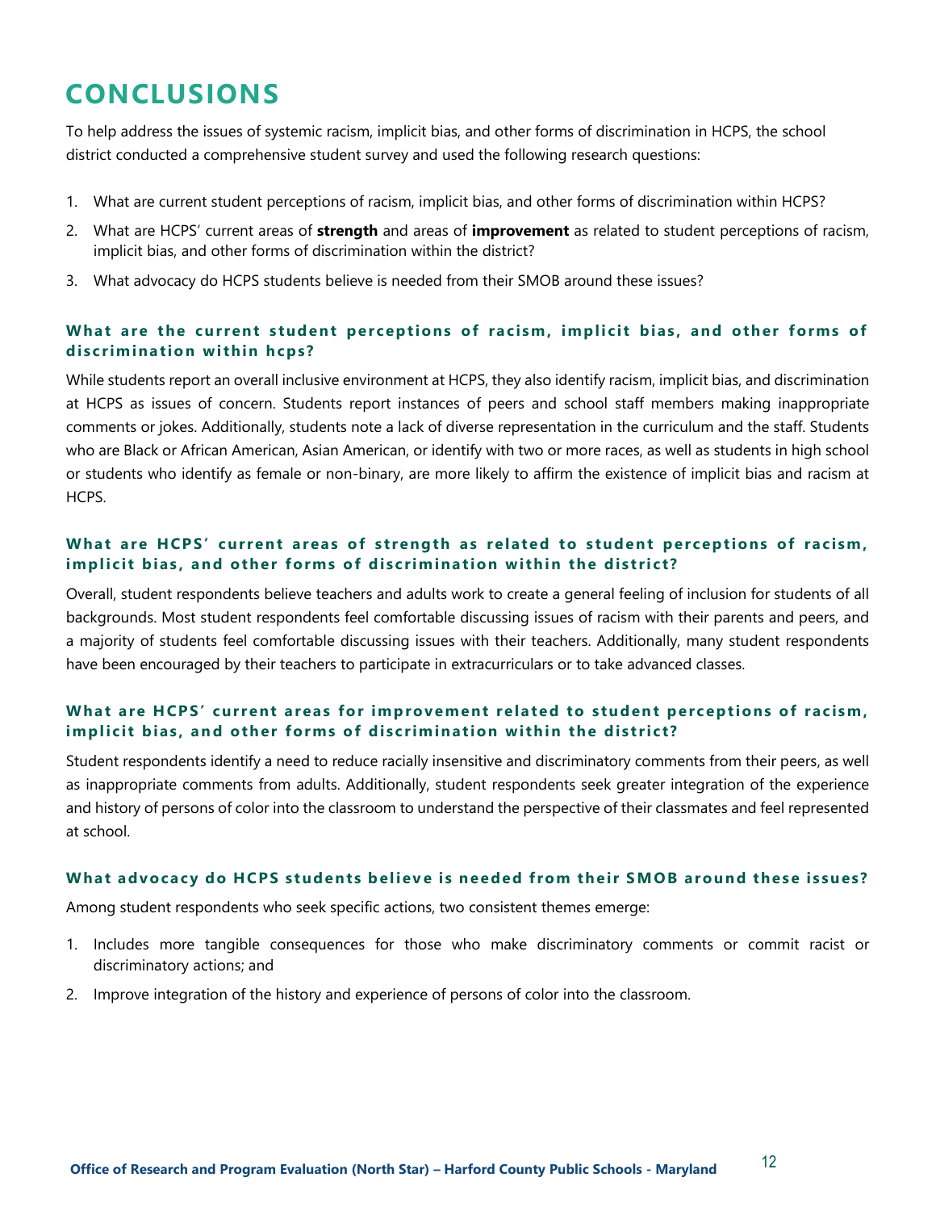# CONCLUSIONS

To help address the issues of systemic racism, implicit bias, and other forms of discrimination in HCPS, the school district conducted a comprehensive student survey and used the following research questions:

1. What are current student perceptions of racism, implicit bias, and other forms of discrimination within HCPS?
2. What are HCPS' current areas of **strength** and areas of **improvement** as related to student perceptions of racism, implicit bias, and other forms of discrimination within the district?
3. What advocacy do HCPS students believe is needed from their SMOB around these issues?

### What are the current student perceptions of racism, implicit bias, and other forms of discrimination within hcps?

While students report an overall inclusive environment at HCPS, they also identify racism, implicit bias, and discrimination at HCPS as issues of concern. Students report instances of peers and school staff members making inappropriate comments or jokes. Additionally, students note a lack of diverse representation in the curriculum and the staff. Students who are Black or African American, Asian American, or identify with two or more races, as well as students in high school or students who identify as female or non-binary, are more likely to affirm the existence of implicit bias and racism at HCPS.

### What are HCPS' current areas of strength as related to student perceptions of racism, implicit bias, and other forms of discrimination within the district?

Overall, student respondents believe teachers and adults work to create a general feeling of inclusion for students of all backgrounds. Most student respondents feel comfortable discussing issues of racism with their parents and peers, and a majority of students feel comfortable discussing issues with their teachers. Additionally, many student respondents have been encouraged by their teachers to participate in extracurriculars or to take advanced classes.

### What are HCPS' current areas for improvement related to student perceptions of racism, implicit bias, and other forms of discrimination within the district?

Student respondents identify a need to reduce racially insensitive and discriminatory comments from their peers, as well as inappropriate comments from adults. Additionally, student respondents seek greater integration of the experience and history of persons of color into the classroom to understand the perspective of their classmates and feel represented at school.

### What advocacy do HCPS students believe is needed from their SMOB around these issues?

Among student respondents who seek specific actions, two consistent themes emerge:

1. Includes more tangible consequences for those who make discriminatory comments or commit racist or discriminatory actions; and
2. Improve integration of the history and experience of persons of color into the classroom.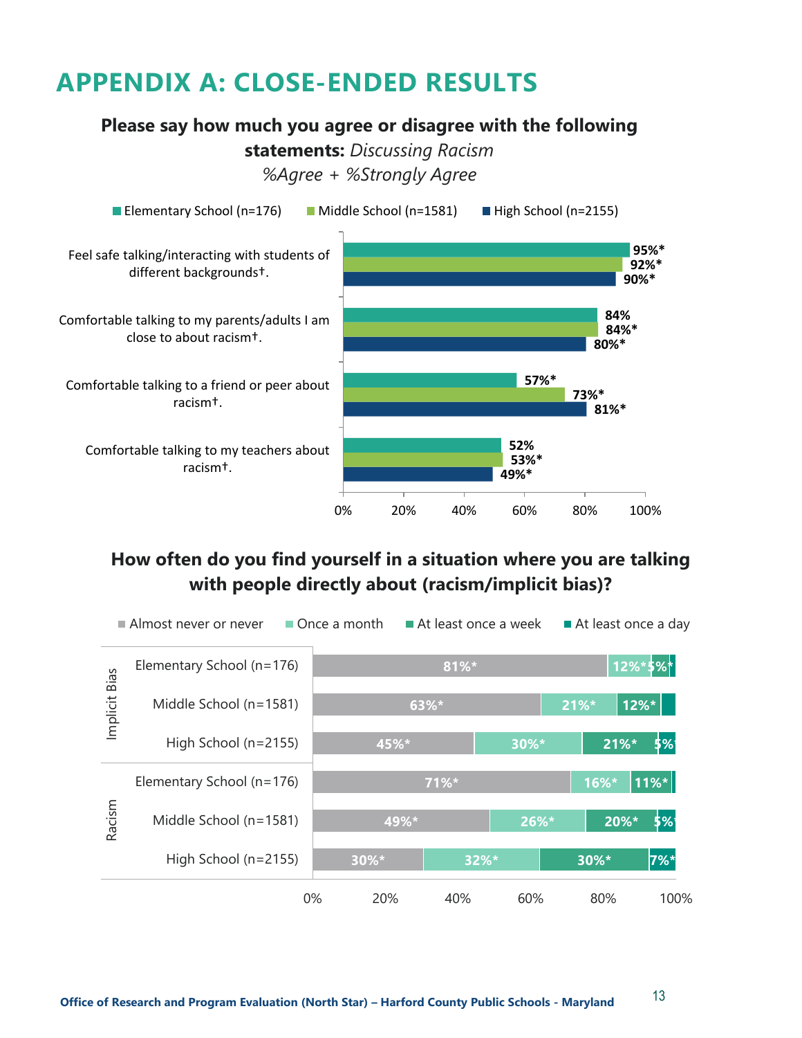# APPENDIX A: CLOSE-ENDED RESULTS

**Please say how much you agree or disagree with the following statements:** *Discussing Racism*
*%Agree + %Strongly Agree*

Elementary School (n=176) Middle School (n=1581) High School (n=2155)

Feel safe talking/interacting with students of different backgrounds†.
95%*
92%*
90%*

Comfortable talking to my parents/adults I am close to about racism†.
84%
84%*
80%*

Comfortable talking to a friend or peer about racism†.
57%*
73%*
81%*

Comfortable talking to my teachers about racism†.
52%
53%*
49%*

0% 20% 40% 60% 80% 100%

**How often do you find yourself in a situation where you are talking with people directly about (racism/implicit bias)?**

Almost never or never Once a month At least once a week At least once a day

Implicit Bias

Elementary School (n=176) 81%* 12%* 5%*

Middle School (n=1581) 63%* 21%* 12%*

High School (n=2155) 45%* 30%* 21%* 5%

Racism

Elementary School (n=176) 71%* 16%* 11%*

Middle School (n=1581) 49%* 26%* 20%* 5%

High School (n=2155) 30%* 32%* 30%* 7%*

0% 20% 40% 60% 80% 100%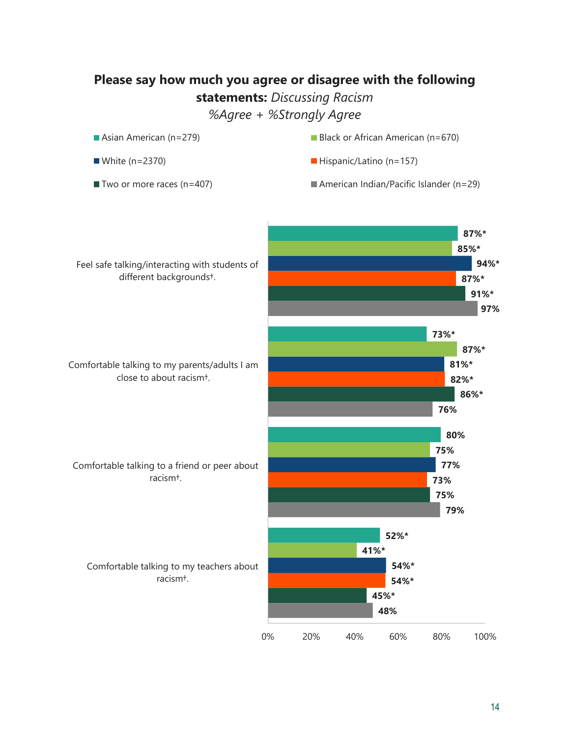**Please say how much you agree or disagree with the following statements:** *Discussing Racism*

*%Agree + %Strongly Agree*

Asian American (n=279)
Black or African American (n=670)
White (n=2370)
Hispanic/Latino (n=157)
Two or more races (n=407)
American Indian/Pacific Islander (n=29)

Feel safe talking/interacting with students of different backgrounds†.

87%*
85%*
94%*
87%*
91%*
97%

Comfortable talking to my parents/adults I am close to about racism†.

73%*
87%*
81%*
82%*
86%*
76%

Comfortable talking to a friend or peer about racism†.

80%
75%
77%
73%
75%
79%

Comfortable talking to my teachers about racism†.

52%*
41%*
54%*
54%*
45%*
48%

0%
20%
40%
60%
80%
100%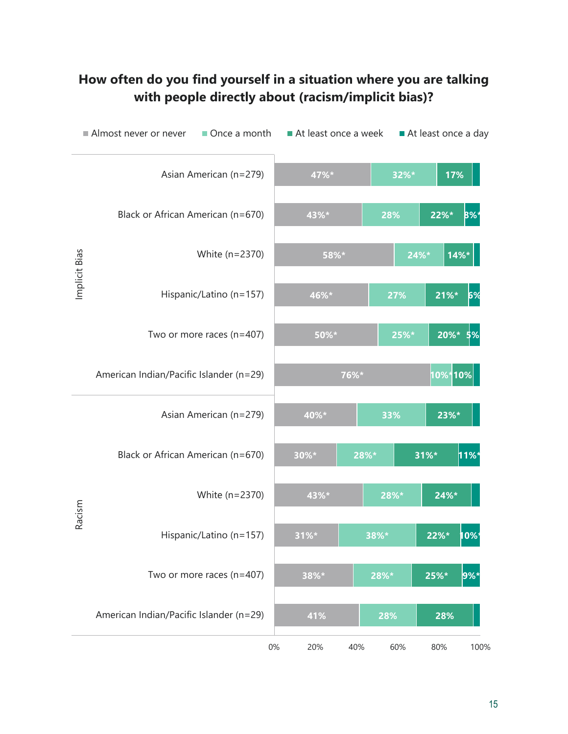## How often do you find yourself in a situation where you are talking with people directly about (racism/implicit bias)?

Almost never or never | Once a month | At least once a week | At least once a day

Implicit Bias

Asian American (n=279): 47%* 32%* 17%

Black or African American (n=670): 43%* 28% 22%* 8%*

White (n=2370): 58%* 24%* 14%*

Hispanic/Latino (n=157): 46%* 27% 21%* 6%

Two or more races (n=407): 50%* 25%* 20%* 5%

American Indian/Pacific Islander (n=29): 76%* 10%* 10%

Racism

Asian American (n=279): 40%* 33% 23%*

Black or African American (n=670): 30%* 28%* 31%* 11%*

White (n=2370): 43%* 28%* 24%*

Hispanic/Latino (n=157): 31%* 38%* 22%* 10%*

Two or more races (n=407): 38%* 28%* 25%* 9%*

American Indian/Pacific Islander (n=29): 41% 28% 28%

0% 20% 40% 60% 80% 100%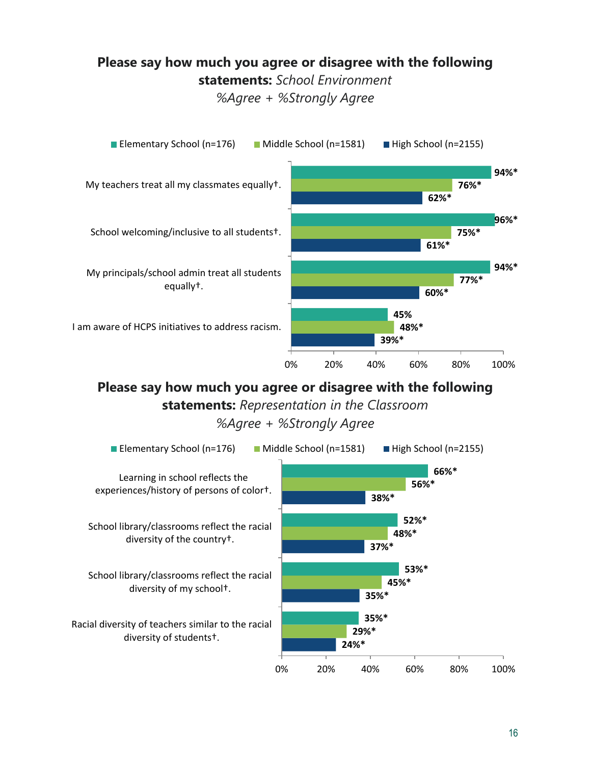**Please say how much you agree or disagree with the following statements:** *School Environment*

*%Agree + %Strongly Agree*

Elementary School (n=176)
Middle School (n=1581)
High School (n=2155)

My teachers treat all my classmates equally†.
94%*
76%*
62%*

School welcoming/inclusive to all students†.
96%*
75%*
61%*

My principals/school admin treat all students equally†.
94%*
77%*
60%*

I am aware of HCPS initiatives to address racism.
45%
48%*
39%*

0% 20% 40% 60% 80% 100%

**Please say how much you agree or disagree with the following statements:** *Representation in the Classroom*

*%Agree + %Strongly Agree*

Elementary School (n=176)
Middle School (n=1581)
High School (n=2155)

Learning in school reflects the experiences/history of persons of color†.
66%*
56%*
38%*

School library/classrooms reflect the racial diversity of the country†.
52%*
48%*
37%*

School library/classrooms reflect the racial diversity of my school†.
53%*
45%*
35%*

Racial diversity of teachers similar to the racial diversity of students†.
35%*
29%*
24%*

0% 20% 40% 60% 80% 100%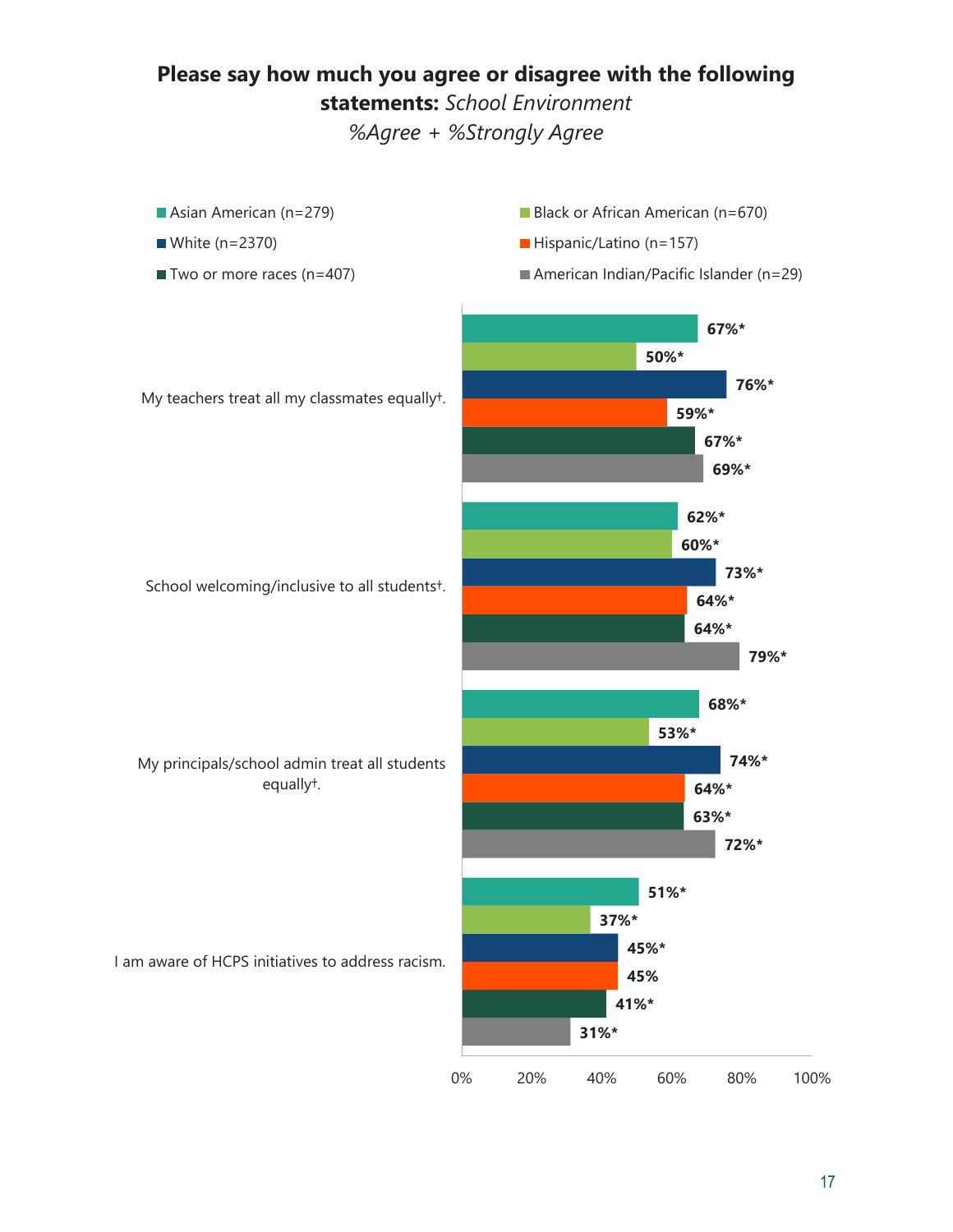**Please say how much you agree or disagree with the following statements:** *School Environment*

*%Agree + %Strongly Agree*

Asian American (n=279)
Black or African American (n=670)
White (n=2370)
Hispanic/Latino (n=157)
Two or more races (n=407)
American Indian/Pacific Islander (n=29)

My teachers treat all my classmates equally†.
67%*
50%*
76%*
59%*
67%*
69%*

School welcoming/inclusive to all students†.
62%*
60%*
73%*
64%*
64%*
79%*

My principals/school admin treat all students equally†.
68%*
53%*
74%*
64%*
63%*
72%*

I am aware of HCPS initiatives to address racism.
51%*
37%*
45%*
45%
41%*
31%*

0% 20% 40% 60% 80% 100%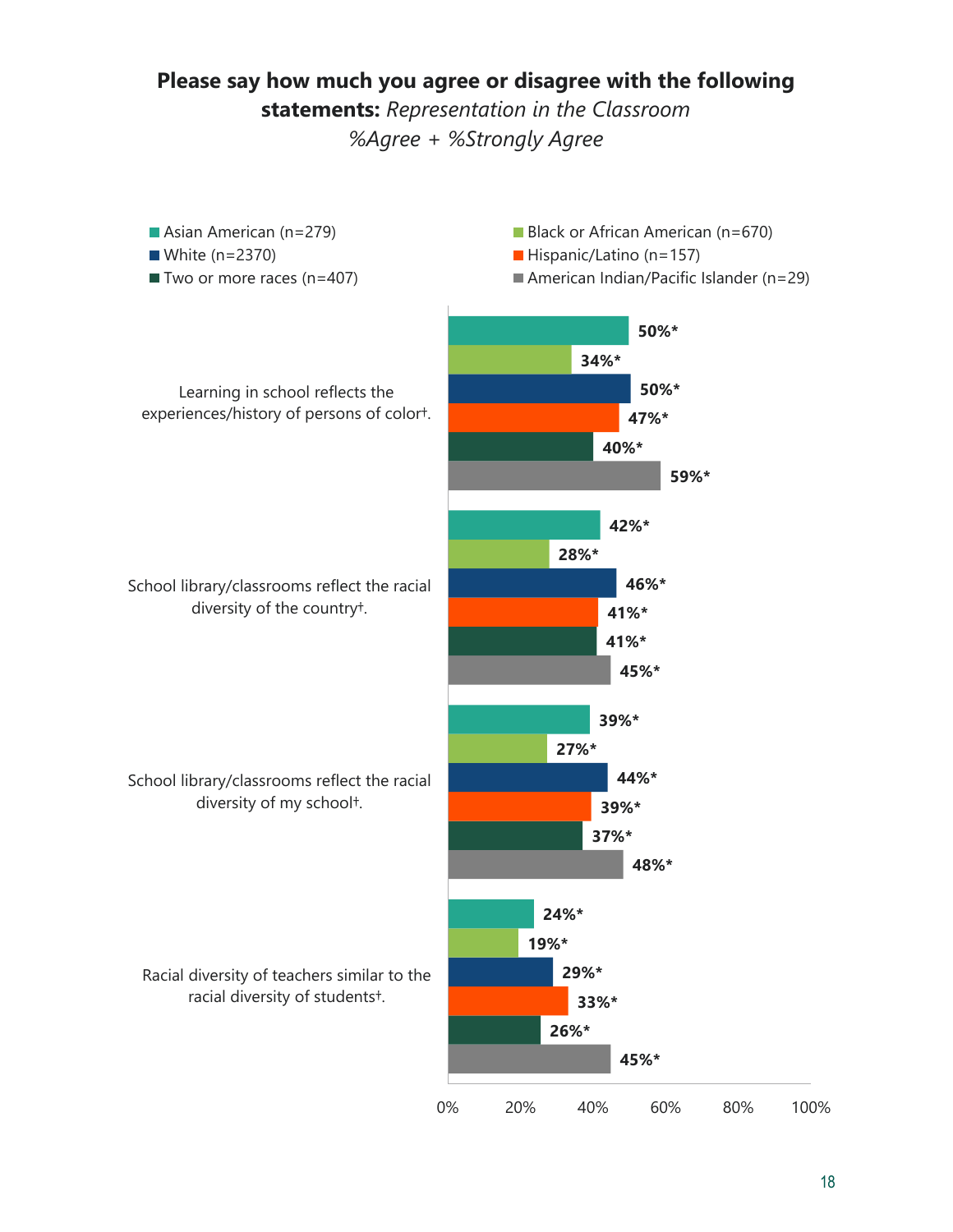**Please say how much you agree or disagree with the following statements:** *Representation in the Classroom*
*%Agree + %Strongly Agree*

| Statement | Asian American (n=279) | Black or African American (n=670) | White (n=2370) | Hispanic/Latino (n=157) | Two or more races (n=407) | American Indian/Pacific Islander (n=29) |
|---|---|---|---|---|---|---|
| Learning in school reflects the experiences/history of persons of color†. | 50%* | 34%* | 50%* | 47%* | 40%* | 59%* |
| School library/classrooms reflect the racial diversity of the country†. | 42%* | 28%* | 46%* | 41%* | 41%* | 45%* |
| School library/classrooms reflect the racial diversity of my school†. | 39%* | 27%* | 44%* | 39%* | 37%* | 48%* |
| Racial diversity of teachers similar to the racial diversity of students†. | 24%* | 19%* | 29%* | 33%* | 26%* | 45%* |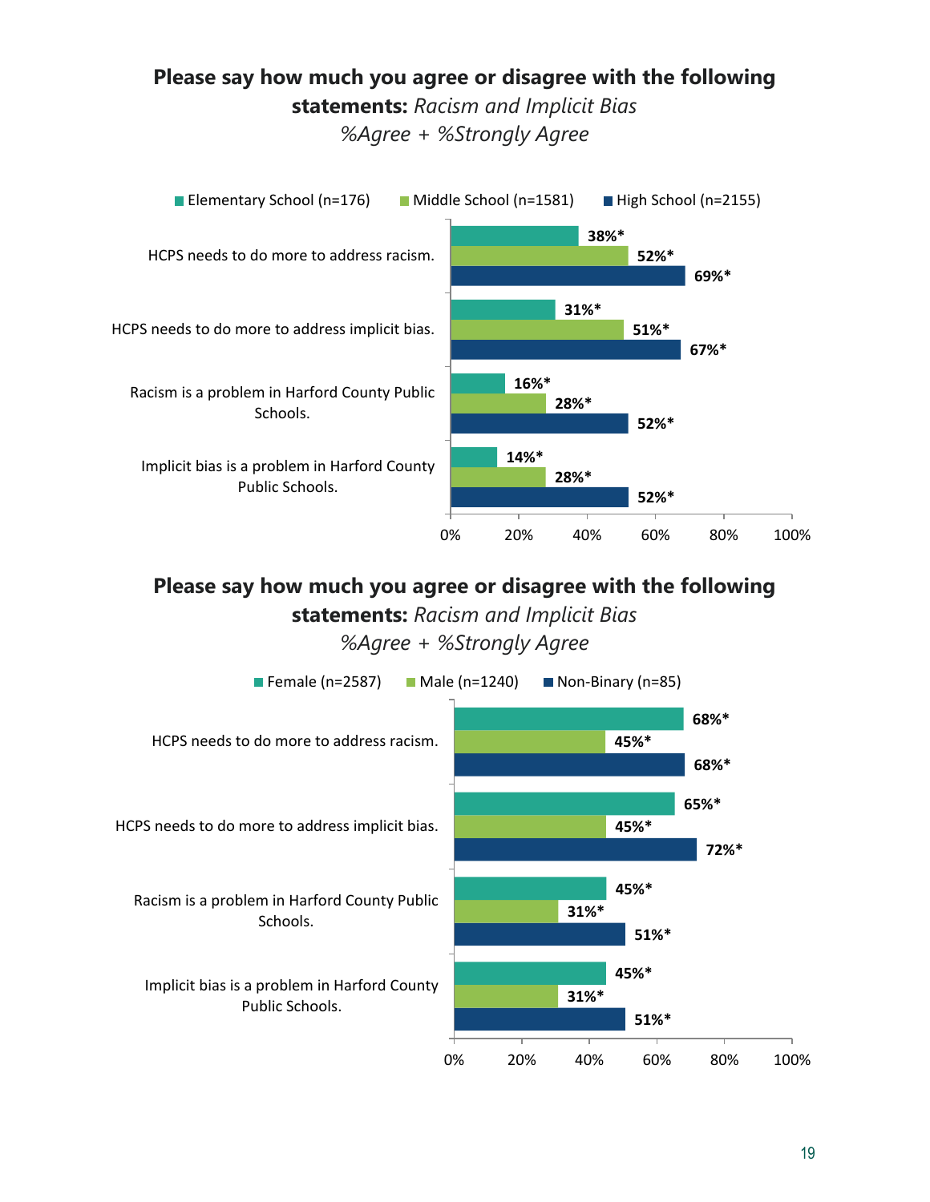**Please say how much you agree or disagree with the following statements:** *Racism and Implicit Bias*

*%Agree + %Strongly Agree*

Elementary School (n=176)
Middle School (n=1581)
High School (n=2155)

HCPS needs to do more to address racism.
38%*
52%*
69%*

HCPS needs to do more to address implicit bias.
31%*
51%*
67%*

Racism is a problem in Harford County Public Schools.
16%*
28%*
52%*

Implicit bias is a problem in Harford County Public Schools.
14%*
28%*
52%*

0% 20% 40% 60% 80% 100%

**Please say how much you agree or disagree with the following statements:** *Racism and Implicit Bias*

*%Agree + %Strongly Agree*

Female (n=2587)
Male (n=1240)
Non-Binary (n=85)

HCPS needs to do more to address racism.
68%*
45%*
68%*

HCPS needs to do more to address implicit bias.
65%*
45%*
72%*

Racism is a problem in Harford County Public Schools.
45%*
31%*
51%*

Implicit bias is a problem in Harford County Public Schools.
45%*
31%*
51%*

0% 20% 40% 60% 80% 100%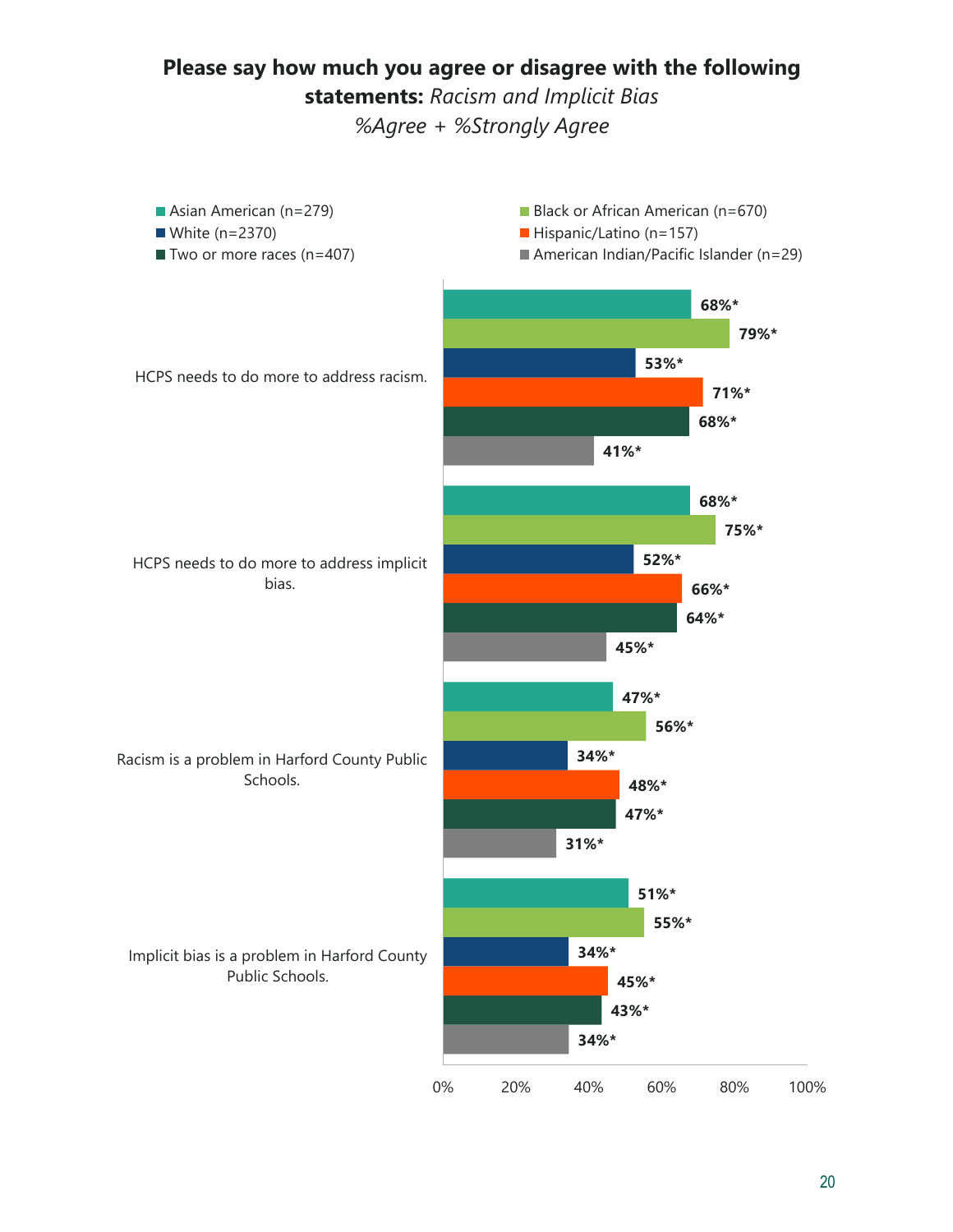**Please say how much you agree or disagree with the following statements:** *Racism and Implicit Bias*

*%Agree + %Strongly Agree*

Asian American (n=279)
Black or African American (n=670)
White (n=2370)
Hispanic/Latino (n=157)
Two or more races (n=407)
American Indian/Pacific Islander (n=29)

HCPS needs to do more to address racism.
68%*
79%*
53%*
71%*
68%*
41%*

HCPS needs to do more to address implicit bias.
68%*
75%*
52%*
66%*
64%*
45%*

Racism is a problem in Harford County Public Schools.
47%*
56%*
34%*
48%*
47%*
31%*

Implicit bias is a problem in Harford County Public Schools.
51%*
55%*
34%*
45%*
43%*
34%*

0%
20%
40%
60%
80%
100%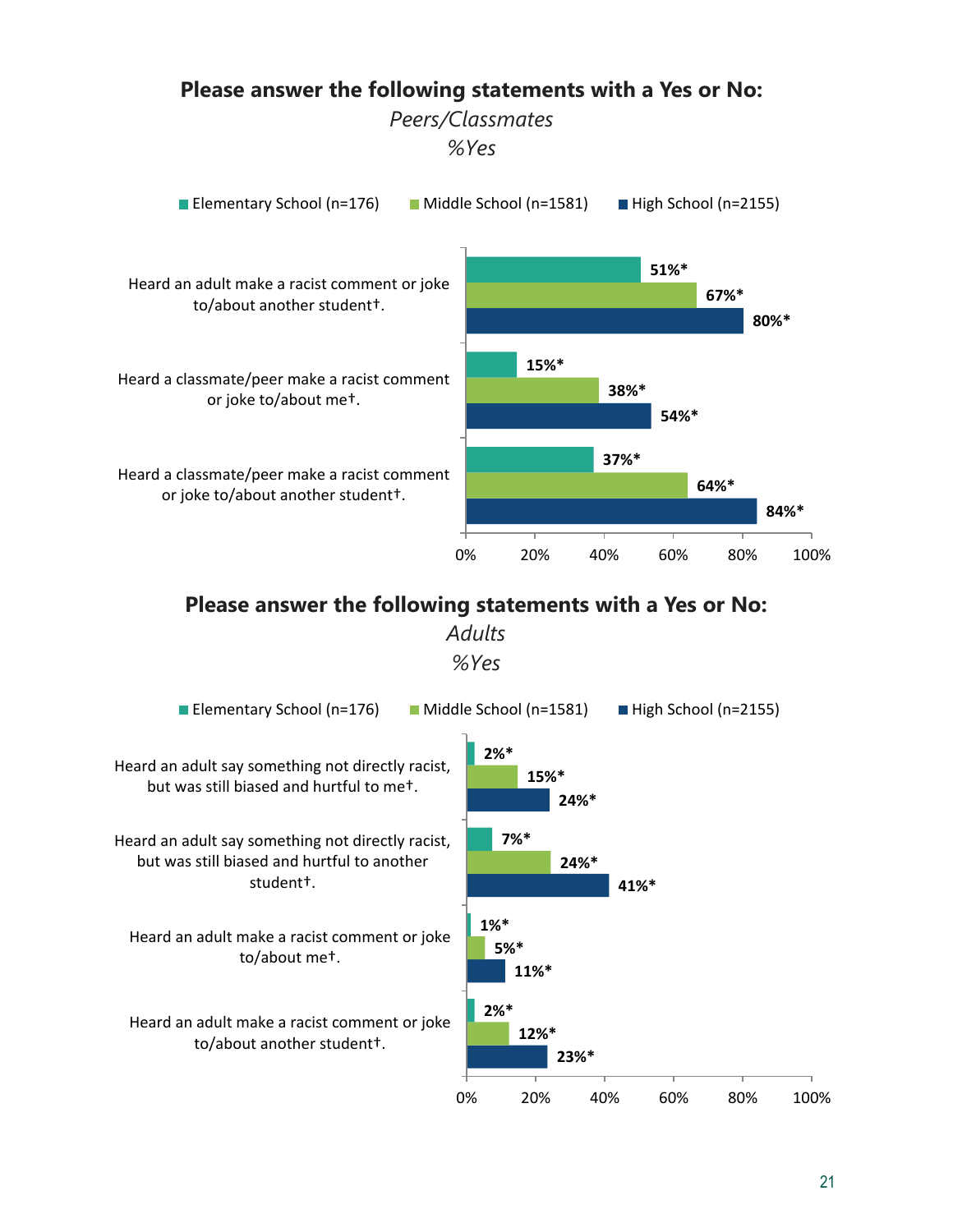**Please answer the following statements with a Yes or No:**

*Peers/Classmates*

*%Yes*

Elementary School (n=176) Middle School (n=1581) High School (n=2155)

Heard an adult make a racist comment or joke to/about another student†.

51%*
67%*
80%*

Heard a classmate/peer make a racist comment or joke to/about me†.

15%*
38%*
54%*

Heard a classmate/peer make a racist comment or joke to/about another student†.

37%*
64%*
84%*

0% 20% 40% 60% 80% 100%

**Please answer the following statements with a Yes or No:**

*Adults*

*%Yes*

Elementary School (n=176) Middle School (n=1581) High School (n=2155)

Heard an adult say something not directly racist, but was still biased and hurtful to me†.

2%*
15%*
24%*

Heard an adult say something not directly racist, but was still biased and hurtful to another student†.

7%*
24%*
41%*

Heard an adult make a racist comment or joke to/about me†.

1%*
5%*
11%*

Heard an adult make a racist comment or joke to/about another student†.

2%*
12%*
23%*

0% 20% 40% 60% 80% 100%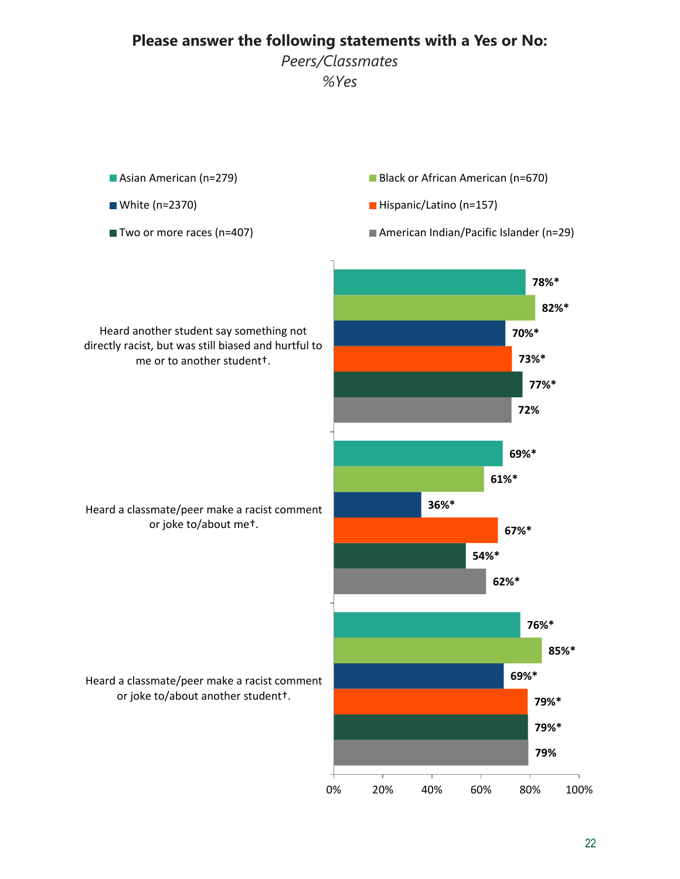**Please answer the following statements with a Yes or No:**

*Peers/Classmates*

*%Yes*

| Statement | Asian American (n=279) | Black or African American (n=670) | White (n=2370) | Hispanic/Latino (n=157) | Two or more races (n=407) | American Indian/Pacific Islander (n=29) |
|---|---|---|---|---|---|---|
| Heard another student say something not directly racist, but was still biased and hurtful to me or to another student†. | 78%* | 82%* | 70%* | 73%* | 77%* | 72% |
| Heard a classmate/peer make a racist comment or joke to/about me†. | 69%* | 61%* | 36%* | 67%* | 54%* | 62%* |
| Heard a classmate/peer make a racist comment or joke to/about another student†. | 76%* | 85%* | 69%* | 79%* | 79%* | 79% |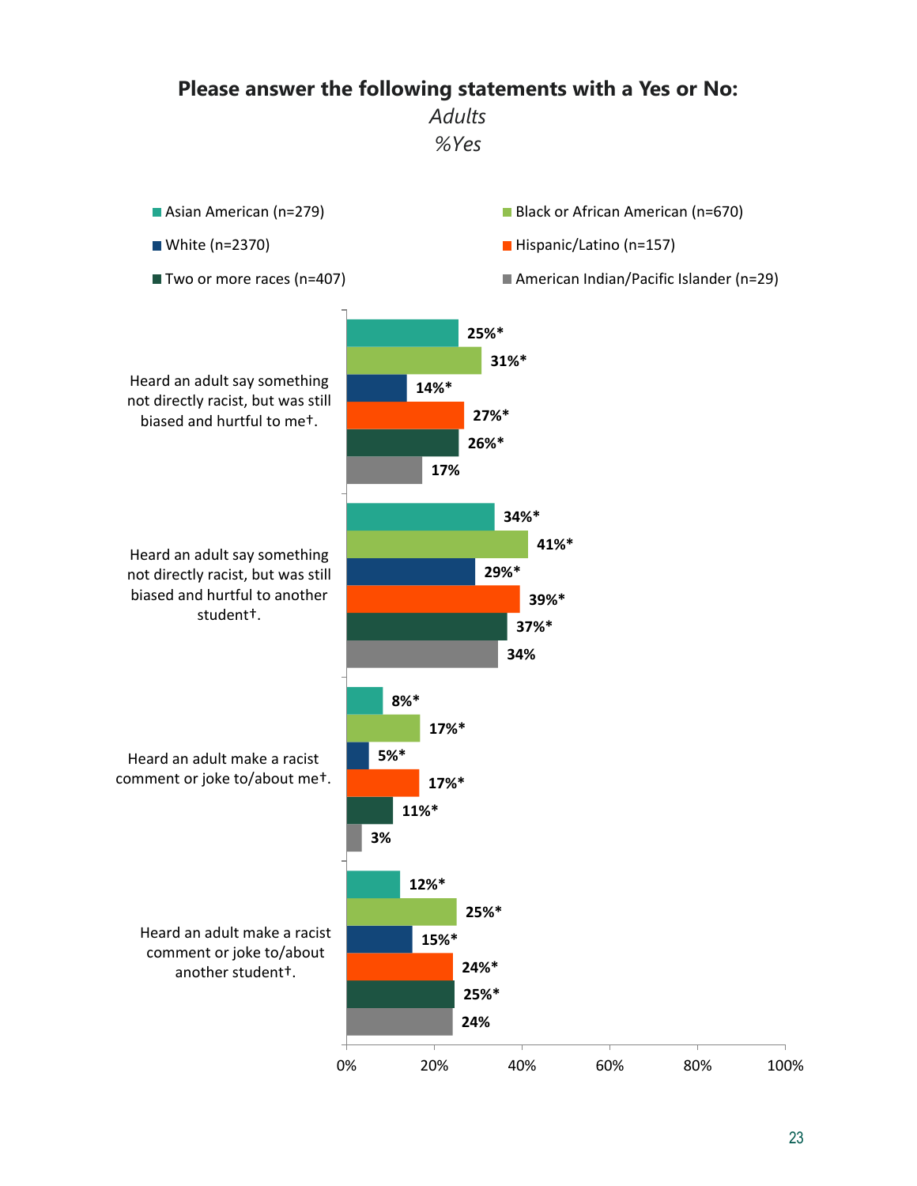**Please answer the following statements with a Yes or No:**

*Adults*

*%Yes*

Asian American (n=279)
Black or African American (n=670)
White (n=2370)
Hispanic/Latino (n=157)
Two or more races (n=407)
American Indian/Pacific Islander (n=29)

Heard an adult say something not directly racist, but was still biased and hurtful to me†.

25%*
31%*
14%*
27%*
26%*
17%

Heard an adult say something not directly racist, but was still biased and hurtful to another student†.

34%*
41%*
29%*
39%*
37%*
34%

Heard an adult make a racist comment or joke to/about me†.

8%*
17%*
5%*
17%*
11%*
3%

Heard an adult make a racist comment or joke to/about another student†.

12%*
25%*
15%*
24%*
25%*
24%

0%
20%
40%
60%
80%
100%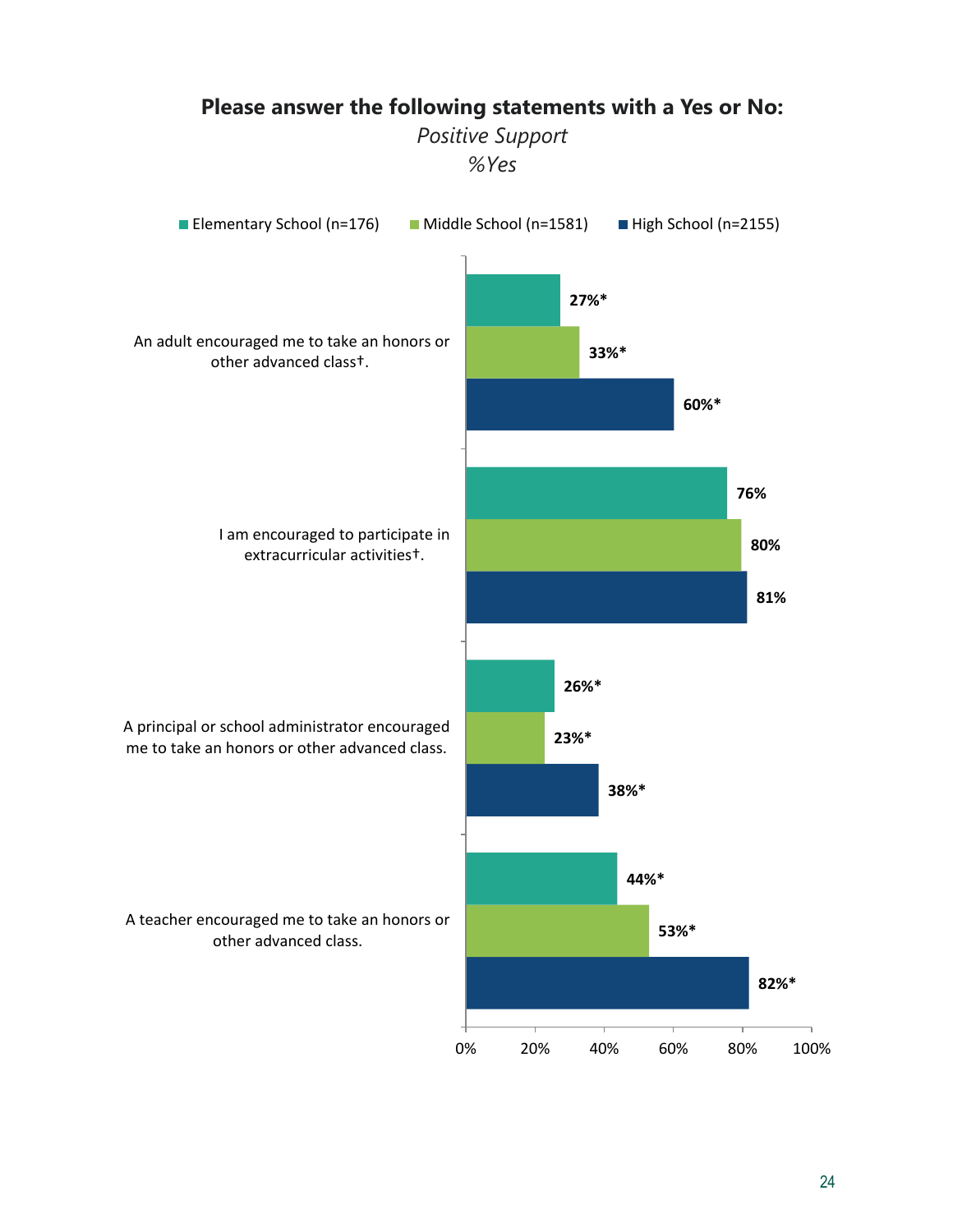**Please answer the following statements with a Yes or No:**

*Positive Support*

*%Yes*

Elementary School (n=176)
Middle School (n=1581)
High School (n=2155)

An adult encouraged me to take an honors or other advanced class†.
27%*
33%*
60%*

I am encouraged to participate in extracurricular activities†.
76%
80%
81%

A principal or school administrator encouraged me to take an honors or other advanced class.
26%*
23%*
38%*

A teacher encouraged me to take an honors or other advanced class.
44%*
53%*
82%*

0%
20%
40%
60%
80%
100%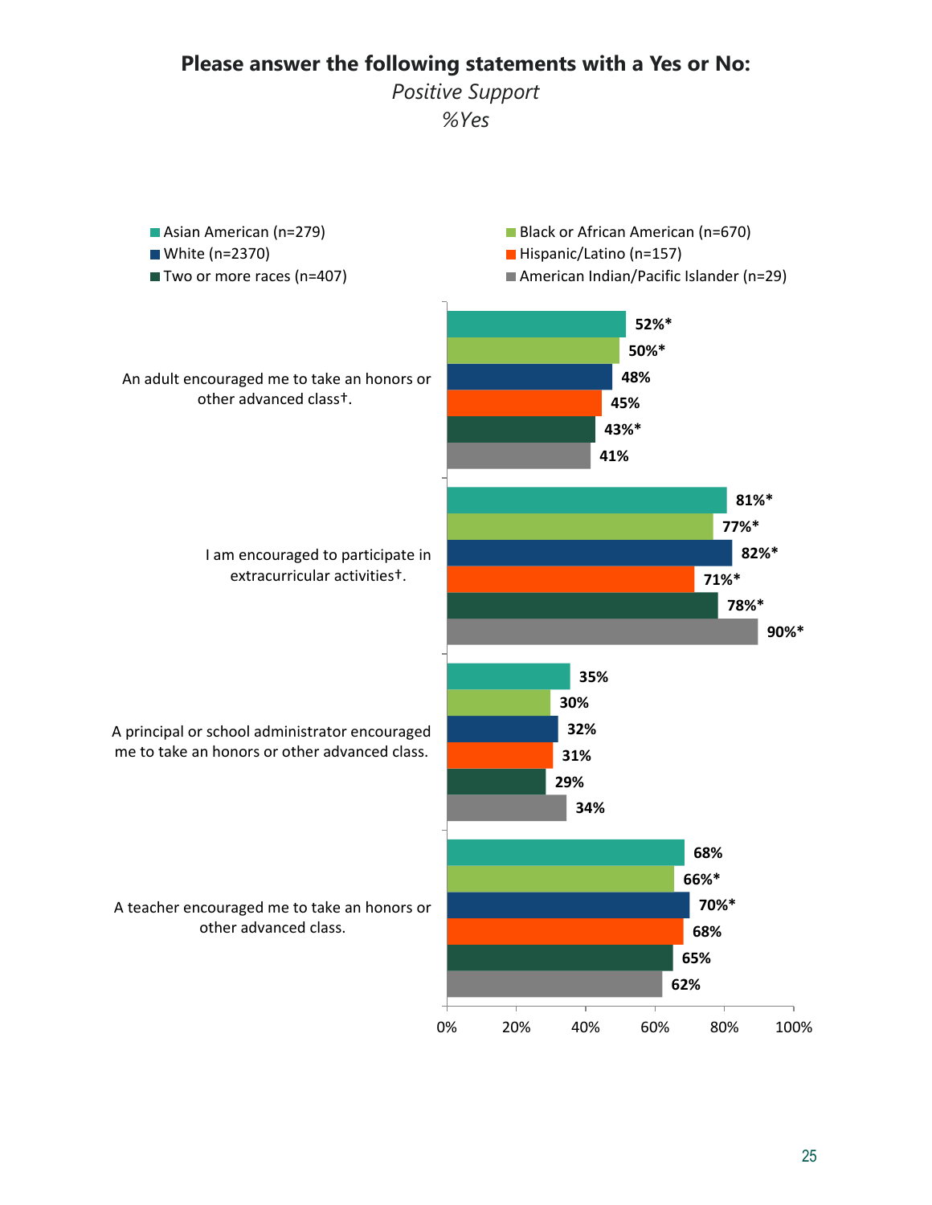**Please answer the following statements with a Yes or No:**

*Positive Support*

*%Yes*

Asian American (n=279)
Black or African American (n=670)
White (n=2370)
Hispanic/Latino (n=157)
Two or more races (n=407)
American Indian/Pacific Islander (n=29)

An adult encouraged me to take an honors or other advanced class†.
52%*
50%*
48%
45%
43%*
41%

I am encouraged to participate in extracurricular activities†.
81%*
77%*
82%*
71%*
78%*
90%*

A principal or school administrator encouraged me to take an honors or other advanced class.
35%
30%
32%
31%
29%
34%

A teacher encouraged me to take an honors or other advanced class.
68%
66%*
70%*
68%
65%
62%

0%
20%
40%
60%
80%
100%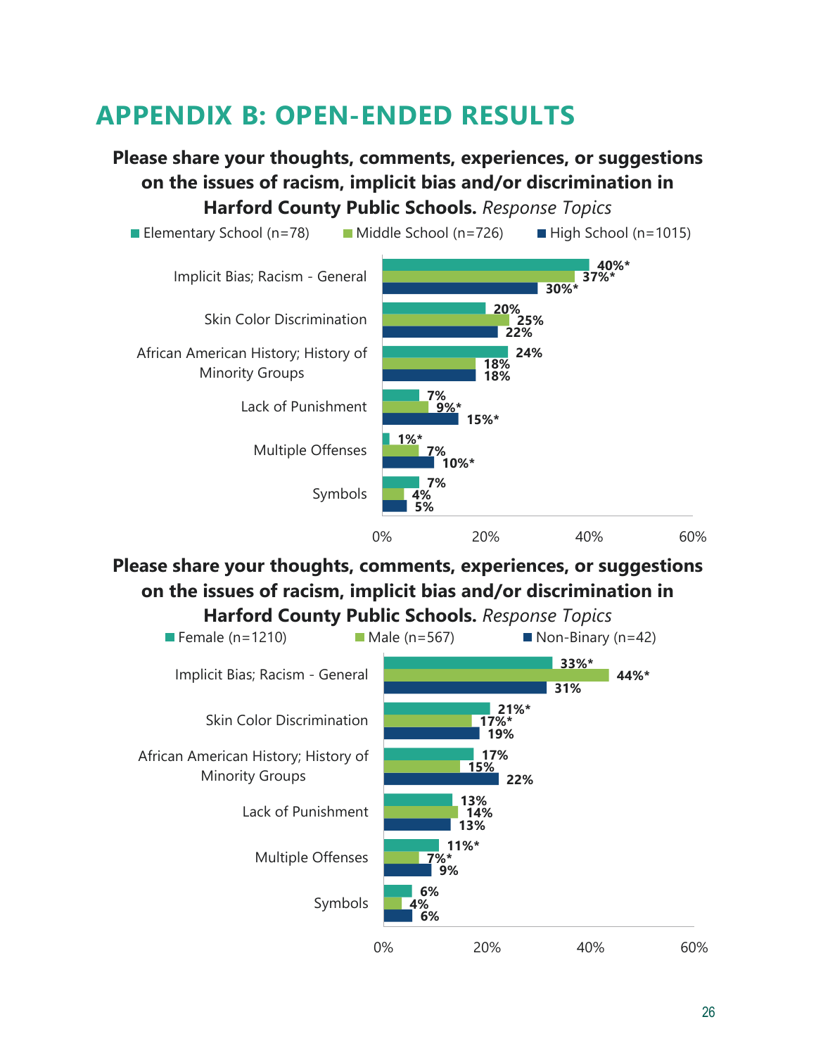# APPENDIX B: OPEN-ENDED RESULTS

**Please share your thoughts, comments, experiences, or suggestions on the issues of racism, implicit bias and/or discrimination in Harford County Public Schools.** *Response Topics*

Elementary School (n=78)
Middle School (n=726)
High School (n=1015)

Implicit Bias; Racism - General
40%*
37%*
30%*

Skin Color Discrimination
20%
25%
22%

African American History; History of Minority Groups
24%
18%
18%

Lack of Punishment
7%
9%*
15%*

Multiple Offenses
1%*
7%
10%*

Symbols
7%
4%
5%

0%
20%
40%
60%

**Please share your thoughts, comments, experiences, or suggestions on the issues of racism, implicit bias and/or discrimination in Harford County Public Schools.** *Response Topics*

Female (n=1210)
Male (n=567)
Non-Binary (n=42)

Implicit Bias; Racism - General
33%*
44%*
31%

Skin Color Discrimination
21%*
17%*
19%

African American History; History of Minority Groups
17%
15%
22%

Lack of Punishment
13%
14%
13%

Multiple Offenses
11%*
7%*
9%

Symbols
6%
4%
6%

0%
20%
40%
60%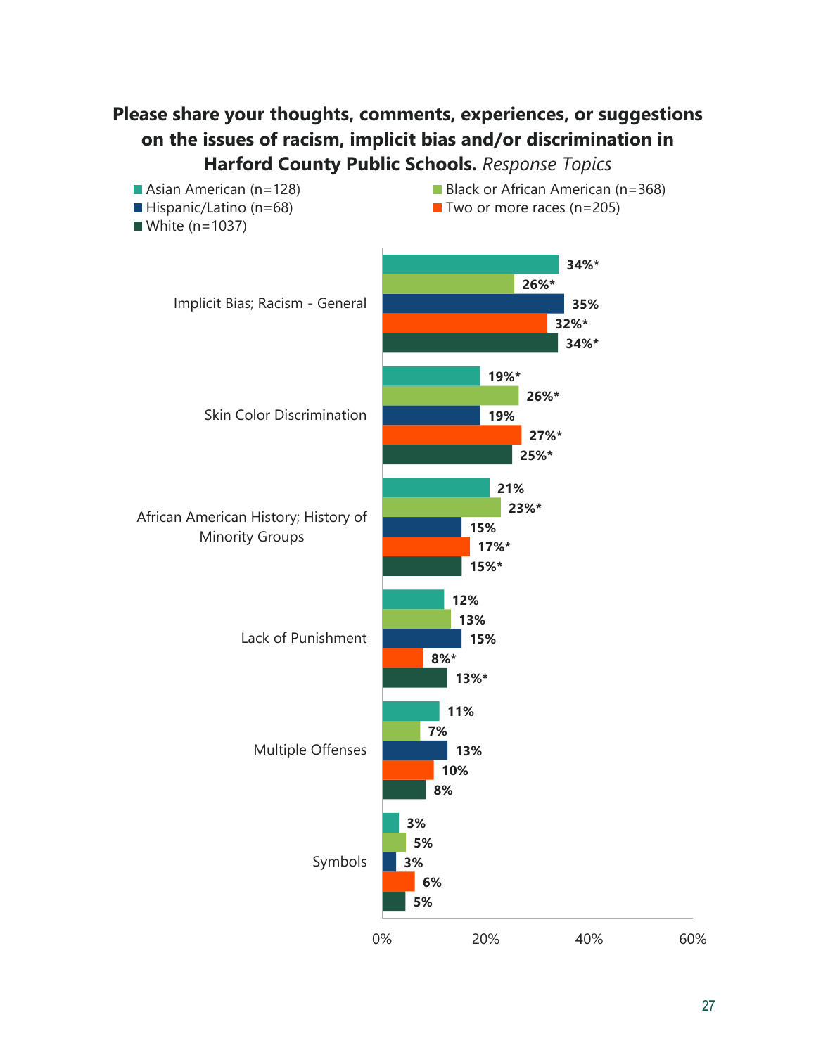**Please share your thoughts, comments, experiences, or suggestions on the issues of racism, implicit bias and/or discrimination in Harford County Public Schools.** *Response Topics*

Asian American (n=128)
Black or African American (n=368)
Hispanic/Latino (n=68)
Two or more races (n=205)
White (n=1037)

Implicit Bias; Racism - General
34%*
26%*
35%
32%*
34%*

Skin Color Discrimination
19%*
26%*
19%
27%*
25%*

African American History; History of Minority Groups
21%
23%*
15%
17%*
15%*

Lack of Punishment
12%
13%
15%
8%*
13%*

Multiple Offenses
11%
7%
13%
10%
8%

Symbols
3%
5%
3%
6%
5%

0%
20%
40%
60%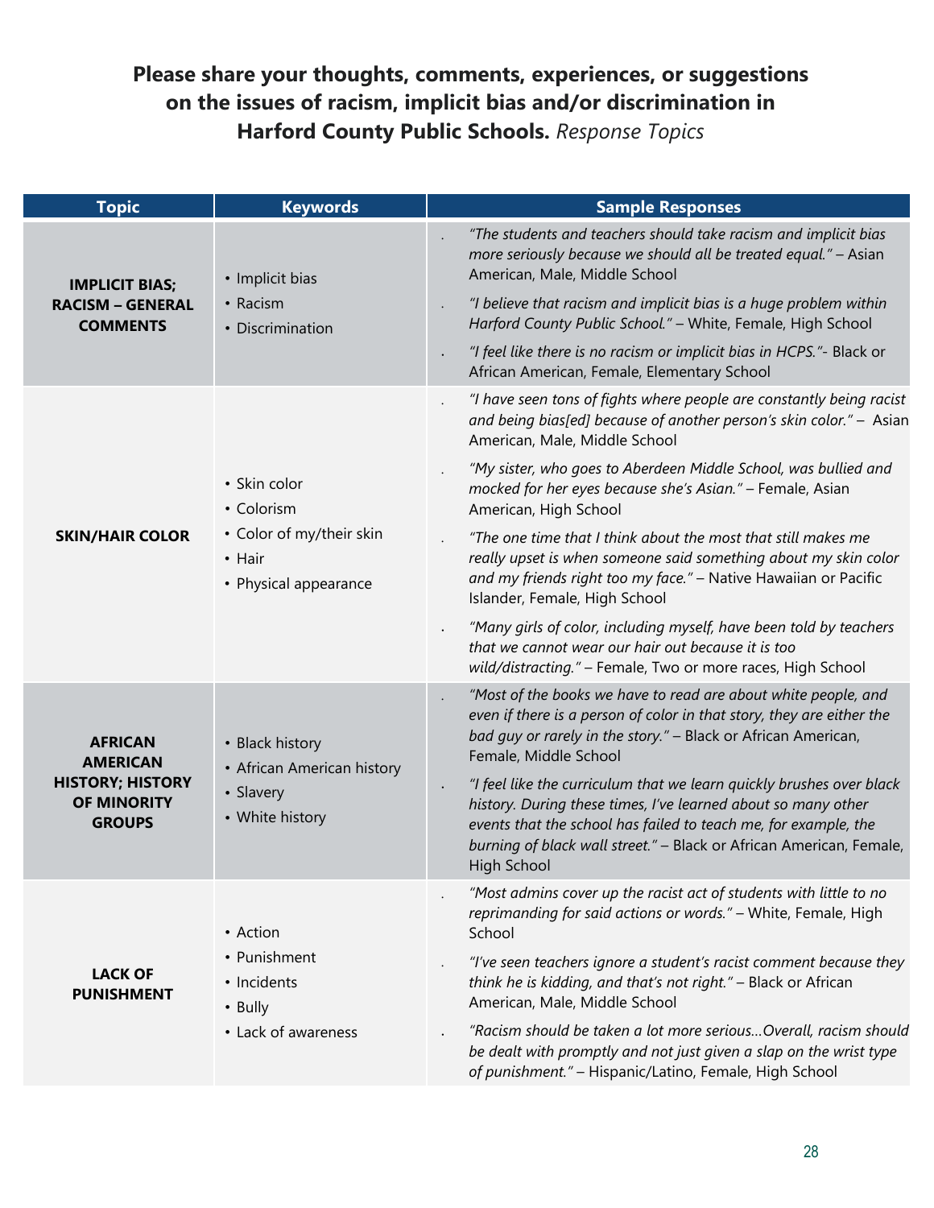# Please share your thoughts, comments, experiences, or suggestions on the issues of racism, implicit bias and/or discrimination in Harford County Public Schools. *Response Topics*

| Topic | Keywords | Sample Responses |
| --- | --- | --- |
| **IMPLICIT BIAS; RACISM – GENERAL COMMENTS** | • Implicit bias<br>• Racism<br>• Discrimination | *"The students and teachers should take racism and implicit bias more seriously because we should all be treated equal."* – Asian American, Male, Middle School<br>*"I believe that racism and implicit bias is a huge problem within Harford County Public School."* – White, Female, High School<br>*"I feel like there is no racism or implicit bias in HCPS."*- Black or African American, Female, Elementary School |
| **SKIN/HAIR COLOR** | • Skin color<br>• Colorism<br>• Color of my/their skin<br>• Hair<br>• Physical appearance | *"I have seen tons of fights where people are constantly being racist and being bias[ed] because of another person's skin color."* – Asian American, Male, Middle School<br>*"My sister, who goes to Aberdeen Middle School, was bullied and mocked for her eyes because she's Asian."* – Female, Asian American, High School<br>*"The one time that I think about the most that still makes me really upset is when someone said something about my skin color and my friends right too my face."* – Native Hawaiian or Pacific Islander, Female, High School<br>*"Many girls of color, including myself, have been told by teachers that we cannot wear our hair out because it is too wild/distracting."* – Female, Two or more races, High School |
| **AFRICAN AMERICAN HISTORY; HISTORY OF MINORITY GROUPS** | • Black history<br>• African American history<br>• Slavery<br>• White history | *"Most of the books we have to read are about white people, and even if there is a person of color in that story, they are either the bad guy or rarely in the story."* – Black or African American, Female, Middle School<br>*"I feel like the curriculum that we learn quickly brushes over black history. During these times, I've learned about so many other events that the school has failed to teach me, for example, the burning of black wall street."* – Black or African American, Female, High School |
| **LACK OF PUNISHMENT** | • Action<br>• Punishment<br>• Incidents<br>• Bully<br>• Lack of awareness | *"Most admins cover up the racist act of students with little to no reprimanding for said actions or words."* – White, Female, High School<br>*"I've seen teachers ignore a student's racist comment because they think he is kidding, and that's not right."* – Black or African American, Male, Middle School<br>*"Racism should be taken a lot more serious…Overall, racism should be dealt with promptly and not just given a slap on the wrist type of punishment."* – Hispanic/Latino, Female, High School |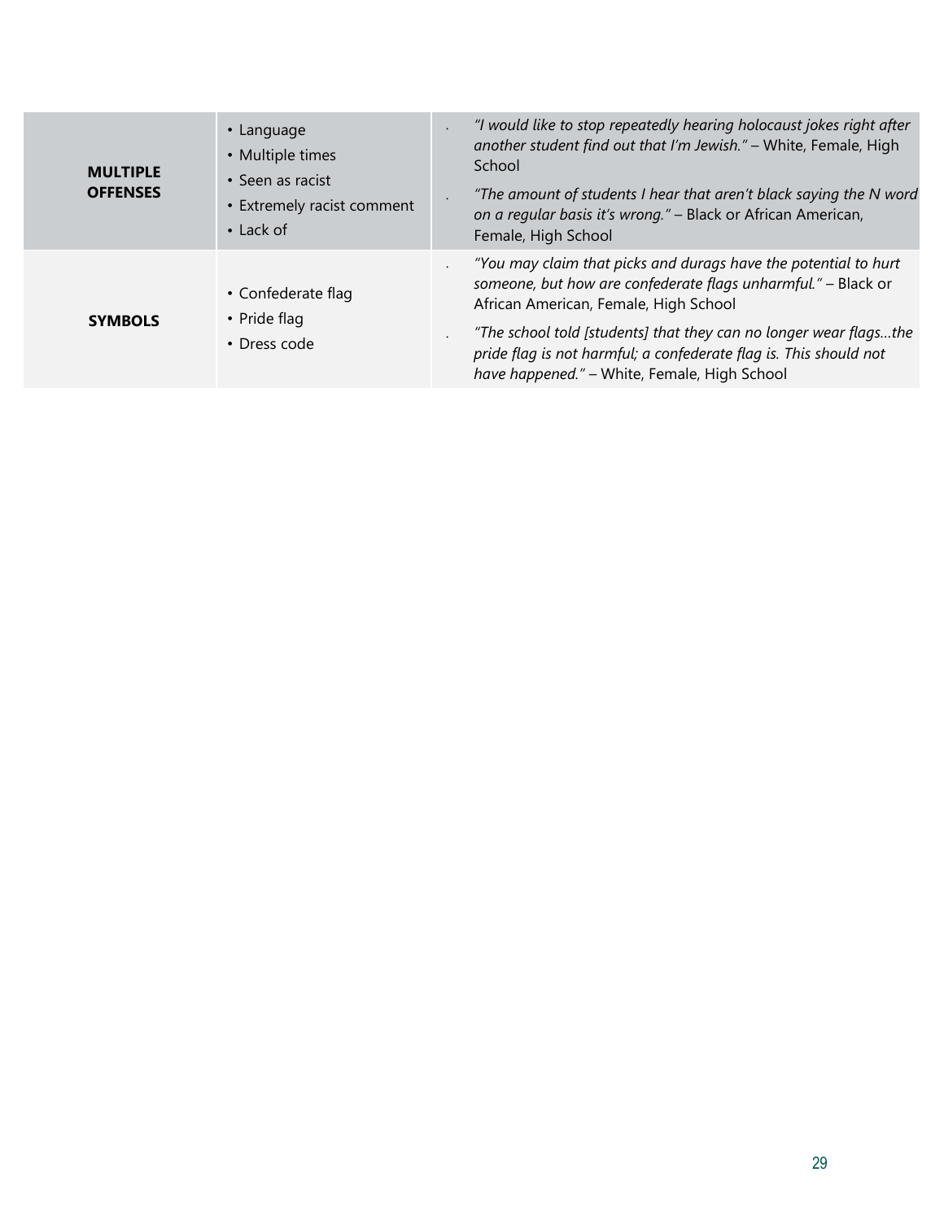| | | |
|---|---|---|
| **MULTIPLE OFFENSES** | • Language<br>• Multiple times<br>• Seen as racist<br>• Extremely racist comment<br>• Lack of | *"I would like to stop repeatedly hearing holocaust jokes right after another student find out that I'm Jewish."* – White, Female, High School<br><br>*"The amount of students I hear that aren't black saying the N word on a regular basis it's wrong."* – Black or African American, Female, High School |
| **SYMBOLS** | • Confederate flag<br>• Pride flag<br>• Dress code | *"You may claim that picks and durags have the potential to hurt someone, but how are confederate flags unharmful."* – Black or African American, Female, High School<br><br>*"The school told [students] that they can no longer wear flags…the pride flag is not harmful; a confederate flag is. This should not have happened."* – White, Female, High School |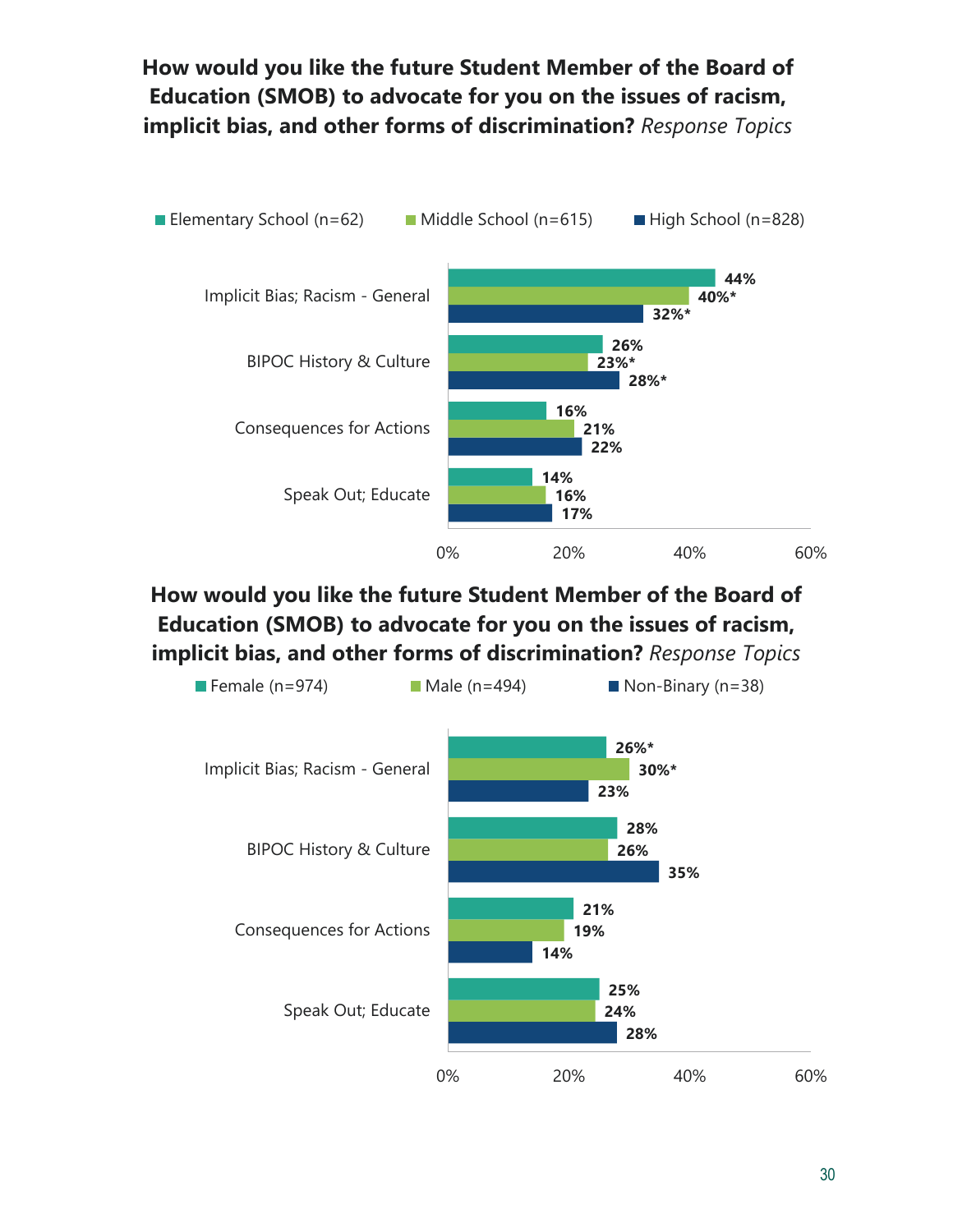**How would you like the future Student Member of the Board of Education (SMOB) to advocate for you on the issues of racism, implicit bias, and other forms of discrimination?** *Response Topics*

Elementary School (n=62)
Middle School (n=615)
High School (n=828)

Implicit Bias; Racism - General
44%
40%*
32%*

BIPOC History & Culture
26%
23%*
28%*

Consequences for Actions
16%
21%
22%

Speak Out; Educate
14%
16%
17%

0% 20% 40% 60%

**How would you like the future Student Member of the Board of Education (SMOB) to advocate for you on the issues of racism, implicit bias, and other forms of discrimination?** *Response Topics*

Female (n=974)
Male (n=494)
Non-Binary (n=38)

Implicit Bias; Racism - General
26%*
30%*
23%

BIPOC History & Culture
28%
26%
35%

Consequences for Actions
21%
19%
14%

Speak Out; Educate
25%
24%
28%

0% 20% 40% 60%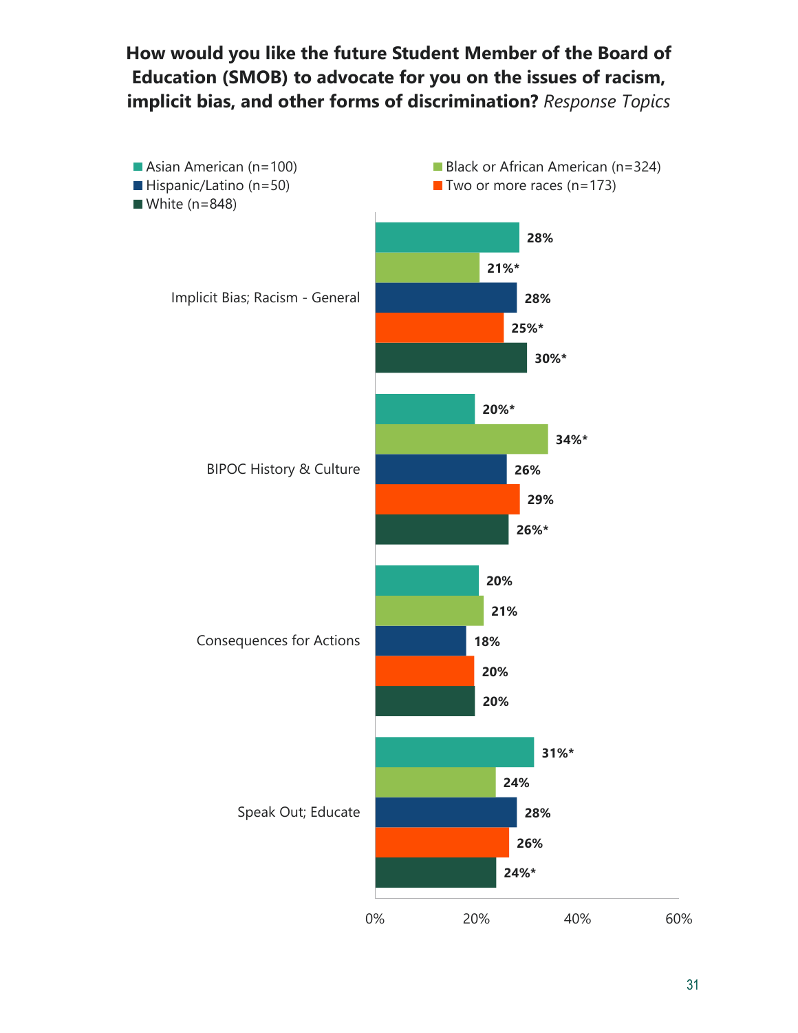**How would you like the future Student Member of the Board of Education (SMOB) to advocate for you on the issues of racism, implicit bias, and other forms of discrimination?** *Response Topics*

Asian American (n=100)
Black or African American (n=324)
Hispanic/Latino (n=50)
Two or more races (n=173)
White (n=848)

Implicit Bias; Racism - General
28%
21%*
28%
25%*
30%*

BIPOC History & Culture
20%*
34%*
26%
29%
26%*

Consequences for Actions
20%
21%
18%
20%
20%

Speak Out; Educate
31%*
24%
28%
26%
24%*

0%
20%
40%
60%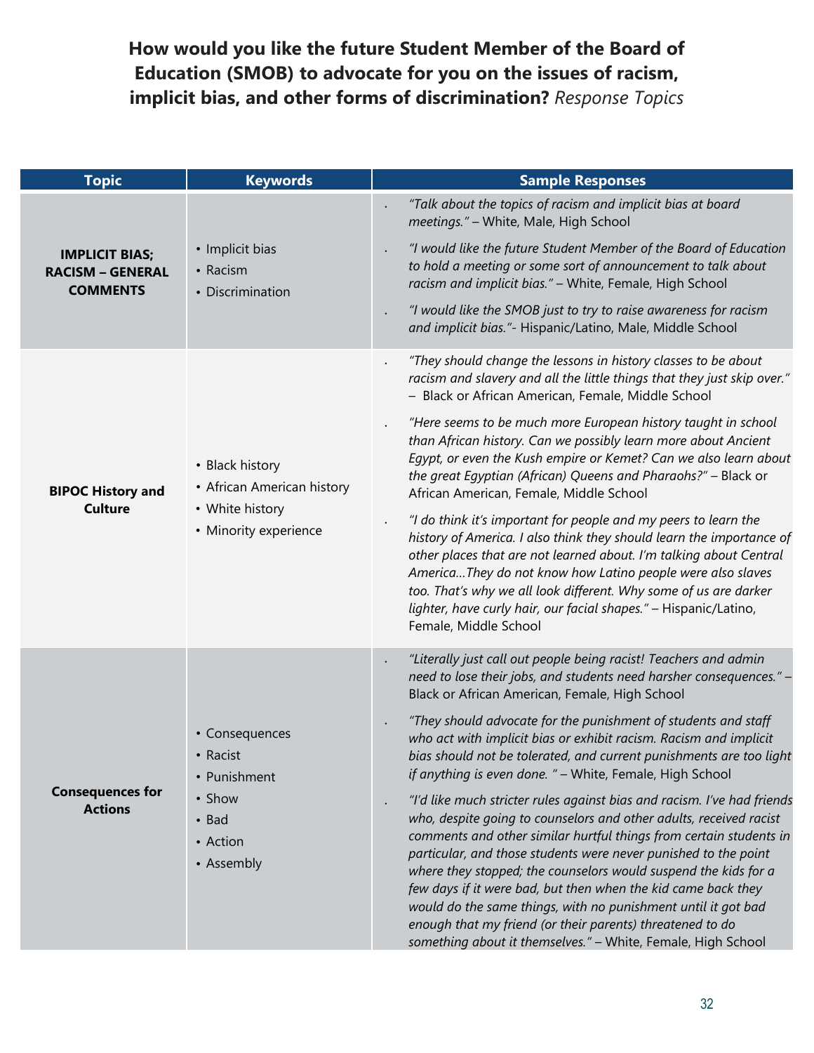# How would you like the future Student Member of the Board of Education (SMOB) to advocate for you on the issues of racism, implicit bias, and other forms of discrimination? *Response Topics*

| Topic | Keywords | Sample Responses |
|---|---|---|
| **IMPLICIT BIAS; RACISM – GENERAL COMMENTS** | • Implicit bias<br>• Racism<br>• Discrimination | • *"Talk about the topics of racism and implicit bias at board meetings."* – White, Male, High School<br>• *"I would like the future Student Member of the Board of Education to hold a meeting or some sort of announcement to talk about racism and implicit bias."* – White, Female, High School<br>• *"I would like the SMOB just to try to raise awareness for racism and implicit bias."*- Hispanic/Latino, Male, Middle School |
| **BIPOC History and Culture** | • Black history<br>• African American history<br>• White history<br>• Minority experience | • *"They should change the lessons in history classes to be about racism and slavery and all the little things that they just skip over."* – Black or African American, Female, Middle School<br>• *"Here seems to be much more European history taught in school than African history. Can we possibly learn more about Ancient Egypt, or even the Kush empire or Kemet? Can we also learn about the great Egyptian (African) Queens and Pharaohs?"* – Black or African American, Female, Middle School<br>• *"I do think it's important for people and my peers to learn the history of America. I also think they should learn the importance of other places that are not learned about. I'm talking about Central America…They do not know how Latino people were also slaves too. That's why we all look different. Why some of us are darker lighter, have curly hair, our facial shapes."* – Hispanic/Latino, Female, Middle School |
| **Consequences for Actions** | • Consequences<br>• Racist<br>• Punishment<br>• Show<br>• Bad<br>• Action<br>• Assembly | • *"Literally just call out people being racist! Teachers and admin need to lose their jobs, and students need harsher consequences."* – Black or African American, Female, High School<br>• *"They should advocate for the punishment of students and staff who act with implicit bias or exhibit racism. Racism and implicit bias should not be tolerated, and current punishments are too light if anything is even done. "* – White, Female, High School<br>• *"I'd like much stricter rules against bias and racism. I've had friends who, despite going to counselors and other adults, received racist comments and other similar hurtful things from certain students in particular, and those students were never punished to the point where they stopped; the counselors would suspend the kids for a few days if it were bad, but then when the kid came back they would do the same things, with no punishment until it got bad enough that my friend (or their parents) threatened to do something about it themselves."* – White, Female, High School |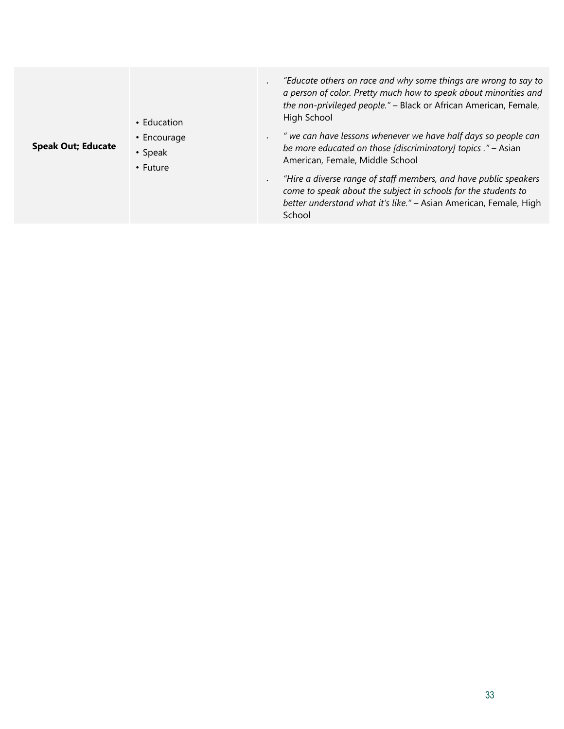| | | |
|---|---|---|
| **Speak Out; Educate** | • Education<br>• Encourage<br>• Speak<br>• Future | . *"Educate others on race and why some things are wrong to say to a person of color. Pretty much how to speak about minorities and the non-privileged people."* – Black or African American, Female, High School<br><br>. *" we can have lessons whenever we have half days so people can be more educated on those [discriminatory] topics ."* – Asian American, Female, Middle School<br><br>. *"Hire a diverse range of staff members, and have public speakers come to speak about the subject in schools for the students to better understand what it's like."* – Asian American, Female, High School |